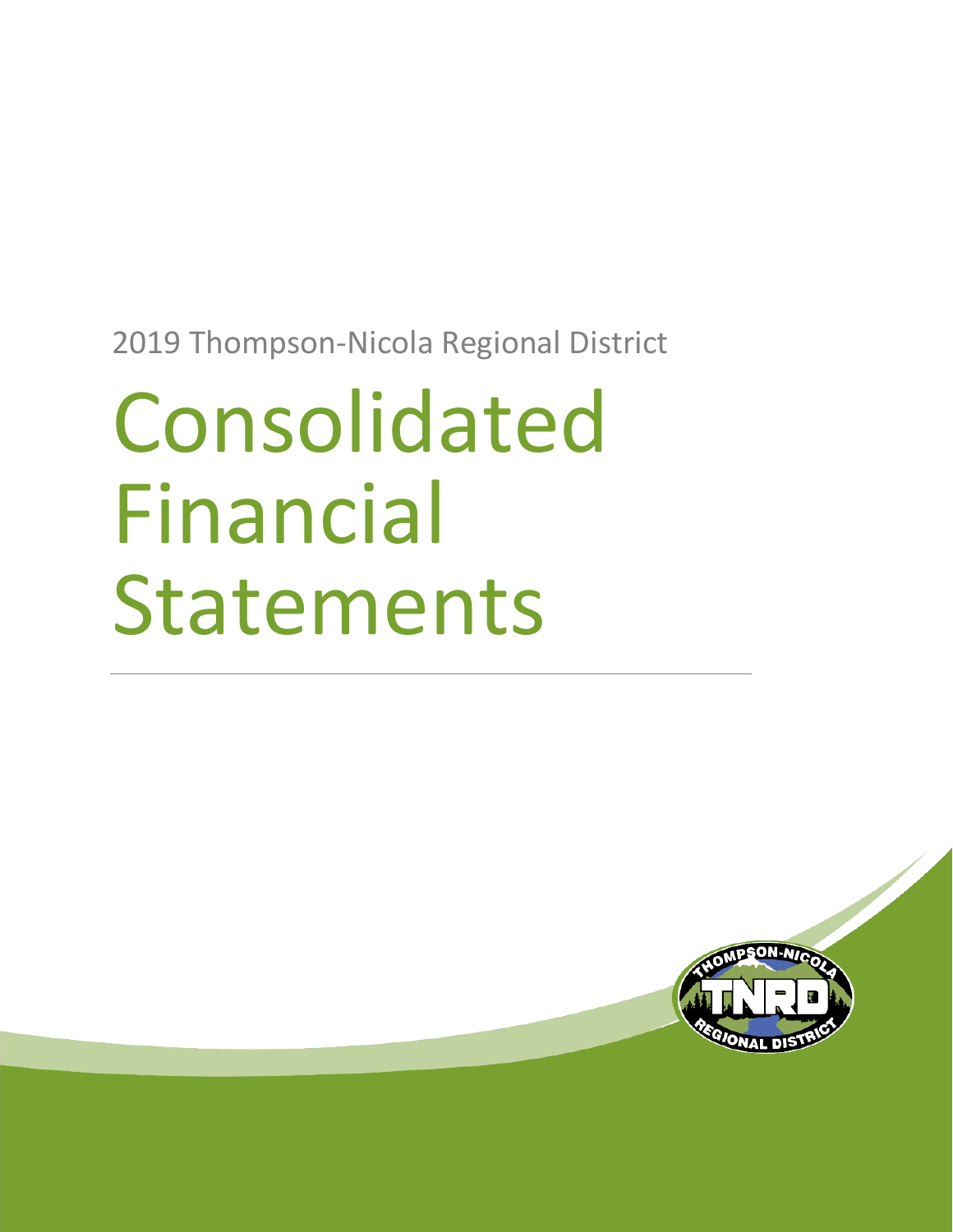2019 Thompson-Nicola Regional District

# Consolidated Financial Statements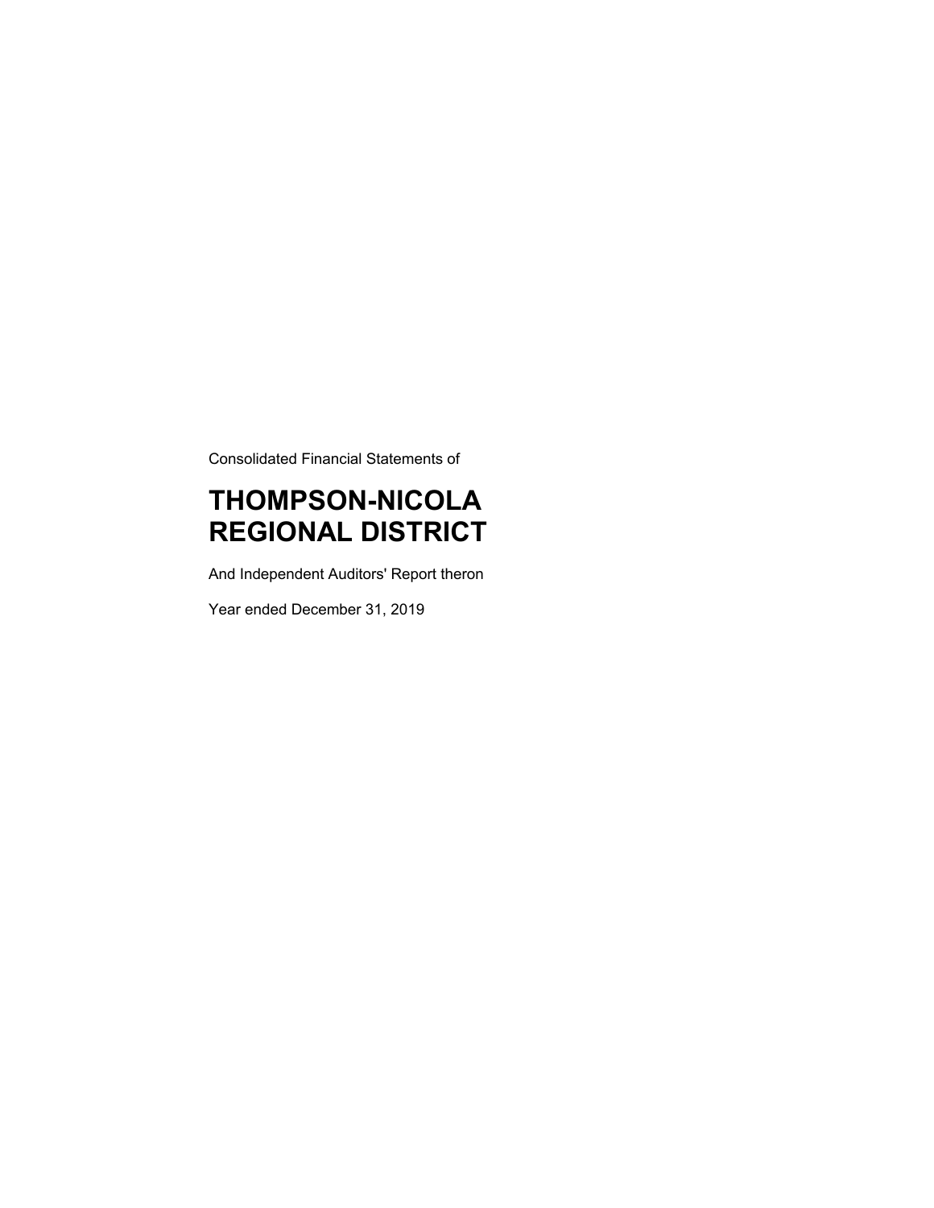Consolidated Financial Statements of

# THOMPSON-NICOLA REGIONAL DISTRICT

And Independent Auditors' Report theron

Year ended December 31, 2019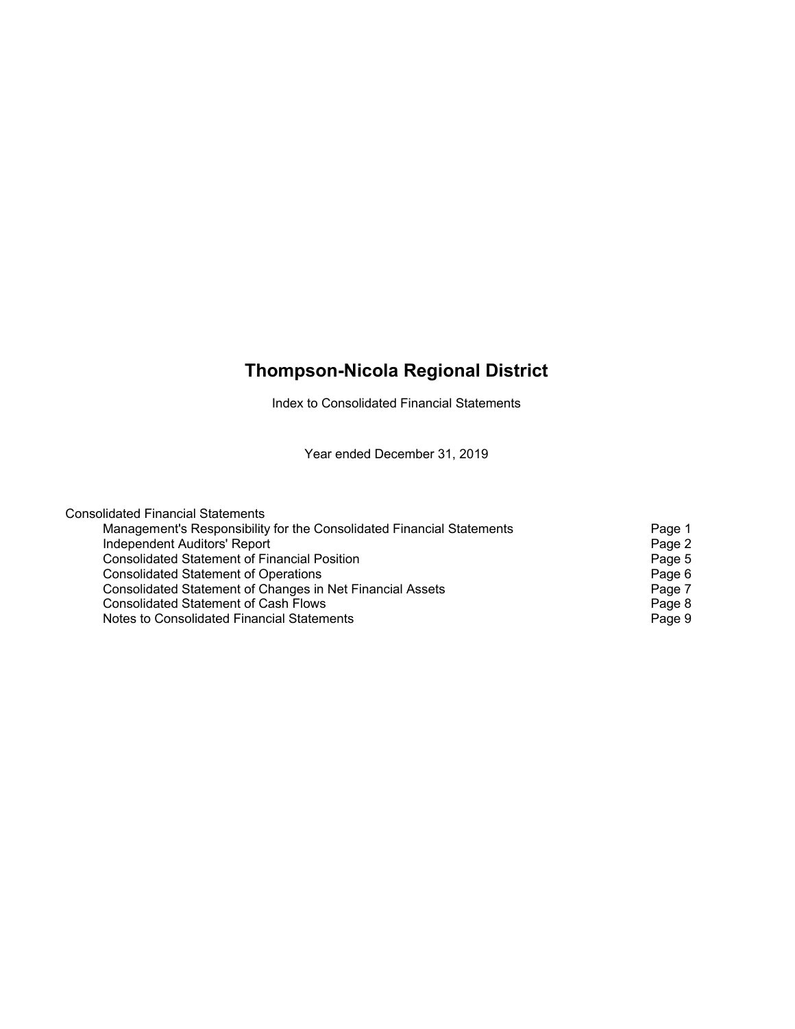# Thompson-Nicola Regional District

Index to Consolidated Financial Statements

Year ended December 31, 2019

Consolidated Financial Statements

| | |
|---|---|
| Management's Responsibility for the Consolidated Financial Statements | Page 1 |
| Independent Auditors' Report | Page 2 |
| Consolidated Statement of Financial Position | Page 5 |
| Consolidated Statement of Operations | Page 6 |
| Consolidated Statement of Changes in Net Financial Assets | Page 7 |
| Consolidated Statement of Cash Flows | Page 8 |
| Notes to Consolidated Financial Statements | Page 9 |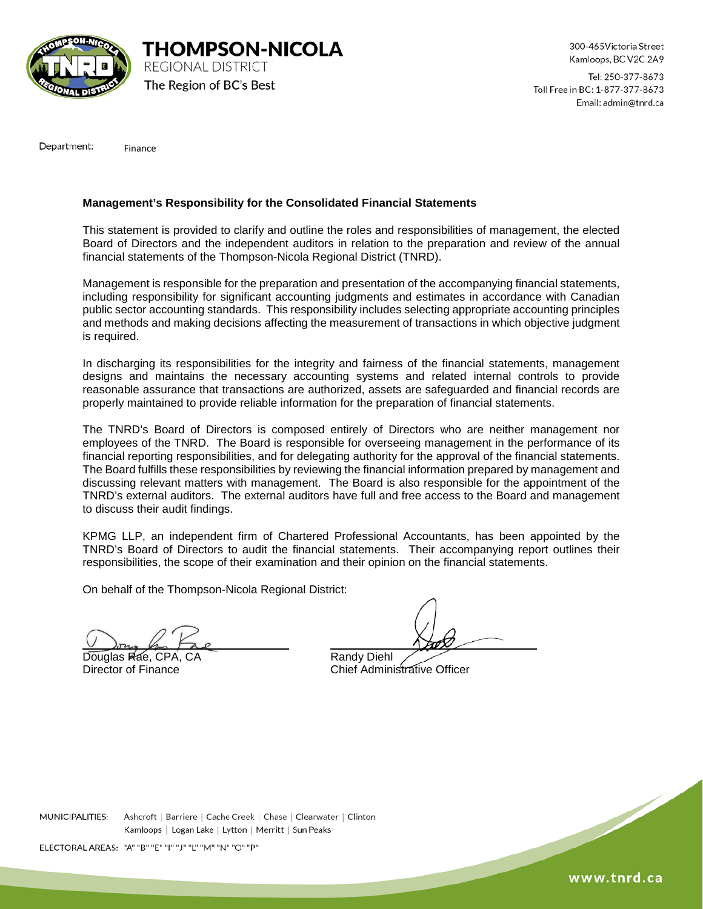THOMPSON-NICOLA
REGIONAL DISTRICT
The Region of BC's Best

300-465 Victoria Street
Kamloops, BC V2C 2A9

Tel: 250-377-8673
Toll Free in BC: 1-877-377-8673
Email: admin@tnrd.ca

Department: Finance

**Management's Responsibility for the Consolidated Financial Statements**

This statement is provided to clarify and outline the roles and responsibilities of management, the elected Board of Directors and the independent auditors in relation to the preparation and review of the annual financial statements of the Thompson-Nicola Regional District (TNRD).

Management is responsible for the preparation and presentation of the accompanying financial statements, including responsibility for significant accounting judgments and estimates in accordance with Canadian public sector accounting standards. This responsibility includes selecting appropriate accounting principles and methods and making decisions affecting the measurement of transactions in which objective judgment is required.

In discharging its responsibilities for the integrity and fairness of the financial statements, management designs and maintains the necessary accounting systems and related internal controls to provide reasonable assurance that transactions are authorized, assets are safeguarded and financial records are properly maintained to provide reliable information for the preparation of financial statements.

The TNRD's Board of Directors is composed entirely of Directors who are neither management nor employees of the TNRD. The Board is responsible for overseeing management in the performance of its financial reporting responsibilities, and for delegating authority for the approval of the financial statements. The Board fulfills these responsibilities by reviewing the financial information prepared by management and discussing relevant matters with management. The Board is also responsible for the appointment of the TNRD's external auditors. The external auditors have full and free access to the Board and management to discuss their audit findings.

KPMG LLP, an independent firm of Chartered Professional Accountants, has been appointed by the TNRD's Board of Directors to audit the financial statements. Their accompanying report outlines their responsibilities, the scope of their examination and their opinion on the financial statements.

On behalf of the Thompson-Nicola Regional District:

Douglas Rae, CPA, CA
Director of Finance

Randy Diehl
Chief Administrative Officer

MUNICIPALITIES: Ashcroft | Barriere | Cache Creek | Chase | Clearwater | Clinton
Kamloops | Logan Lake | Lytton | Merritt | Sun Peaks

ELECTORAL AREAS: "A" "B" "E" "I" "J" "L" "M" "N" "O" "P"

www.tnrd.ca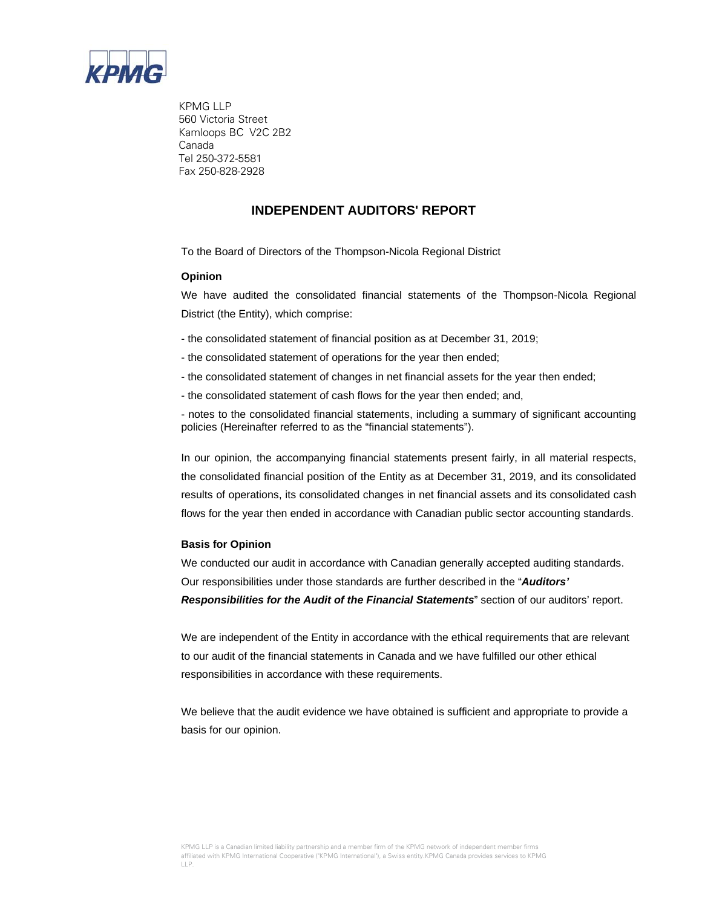KPMG LLP
560 Victoria Street
Kamloops BC V2C 2B2
Canada
Tel 250-372-5581
Fax 250-828-2928

# INDEPENDENT AUDITORS' REPORT

To the Board of Directors of the Thompson-Nicola Regional District

### Opinion

We have audited the consolidated financial statements of the Thompson-Nicola Regional District (the Entity), which comprise:

- the consolidated statement of financial position as at December 31, 2019;
- the consolidated statement of operations for the year then ended;
- the consolidated statement of changes in net financial assets for the year then ended;
- the consolidated statement of cash flows for the year then ended; and,
- notes to the consolidated financial statements, including a summary of significant accounting policies (Hereinafter referred to as the "financial statements").

In our opinion, the accompanying financial statements present fairly, in all material respects, the consolidated financial position of the Entity as at December 31, 2019, and its consolidated results of operations, its consolidated changes in net financial assets and its consolidated cash flows for the year then ended in accordance with Canadian public sector accounting standards.

### Basis for Opinion

We conducted our audit in accordance with Canadian generally accepted auditing standards. Our responsibilities under those standards are further described in the "***Auditors' Responsibilities for the Audit of the Financial Statements***" section of our auditors' report.

We are independent of the Entity in accordance with the ethical requirements that are relevant to our audit of the financial statements in Canada and we have fulfilled our other ethical responsibilities in accordance with these requirements.

We believe that the audit evidence we have obtained is sufficient and appropriate to provide a basis for our opinion.

KPMG LLP is a Canadian limited liability partnership and a member firm of the KPMG network of independent member firms affiliated with KPMG International Cooperative ("KPMG International"), a Swiss entity.KPMG Canada provides services to KPMG LLP.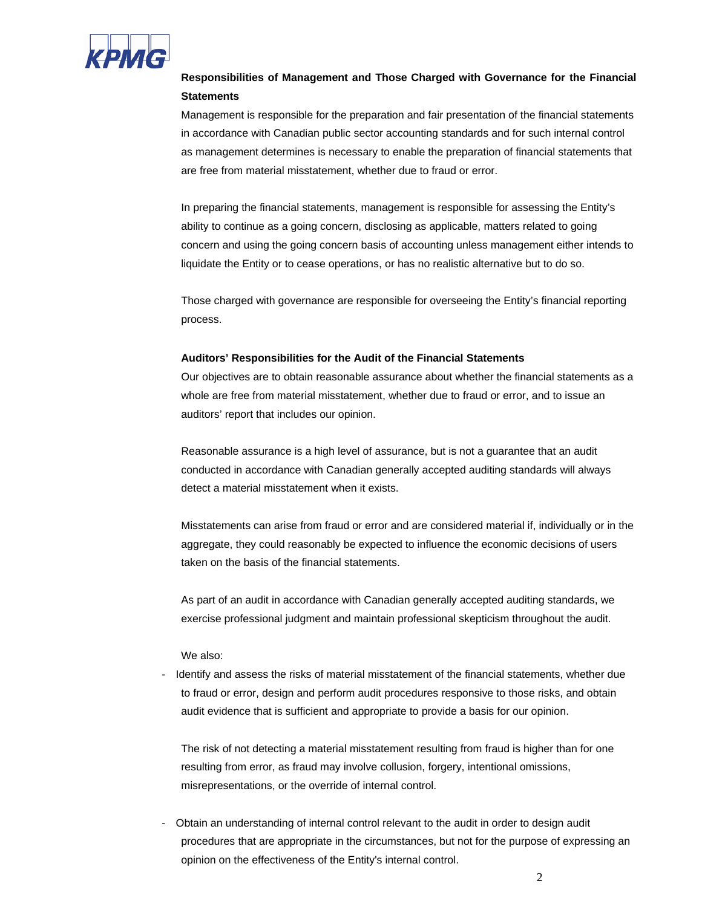**Responsibilities of Management and Those Charged with Governance for the Financial Statements**

Management is responsible for the preparation and fair presentation of the financial statements in accordance with Canadian public sector accounting standards and for such internal control as management determines is necessary to enable the preparation of financial statements that are free from material misstatement, whether due to fraud or error.

In preparing the financial statements, management is responsible for assessing the Entity's ability to continue as a going concern, disclosing as applicable, matters related to going concern and using the going concern basis of accounting unless management either intends to liquidate the Entity or to cease operations, or has no realistic alternative but to do so.

Those charged with governance are responsible for overseeing the Entity's financial reporting process.

**Auditors' Responsibilities for the Audit of the Financial Statements**

Our objectives are to obtain reasonable assurance about whether the financial statements as a whole are free from material misstatement, whether due to fraud or error, and to issue an auditors' report that includes our opinion.

Reasonable assurance is a high level of assurance, but is not a guarantee that an audit conducted in accordance with Canadian generally accepted auditing standards will always detect a material misstatement when it exists.

Misstatements can arise from fraud or error and are considered material if, individually or in the aggregate, they could reasonably be expected to influence the economic decisions of users taken on the basis of the financial statements.

As part of an audit in accordance with Canadian generally accepted auditing standards, we exercise professional judgment and maintain professional skepticism throughout the audit.

We also:

- Identify and assess the risks of material misstatement of the financial statements, whether due to fraud or error, design and perform audit procedures responsive to those risks, and obtain audit evidence that is sufficient and appropriate to provide a basis for our opinion.

  The risk of not detecting a material misstatement resulting from fraud is higher than for one resulting from error, as fraud may involve collusion, forgery, intentional omissions, misrepresentations, or the override of internal control.

- Obtain an understanding of internal control relevant to the audit in order to design audit procedures that are appropriate in the circumstances, but not for the purpose of expressing an opinion on the effectiveness of the Entity's internal control.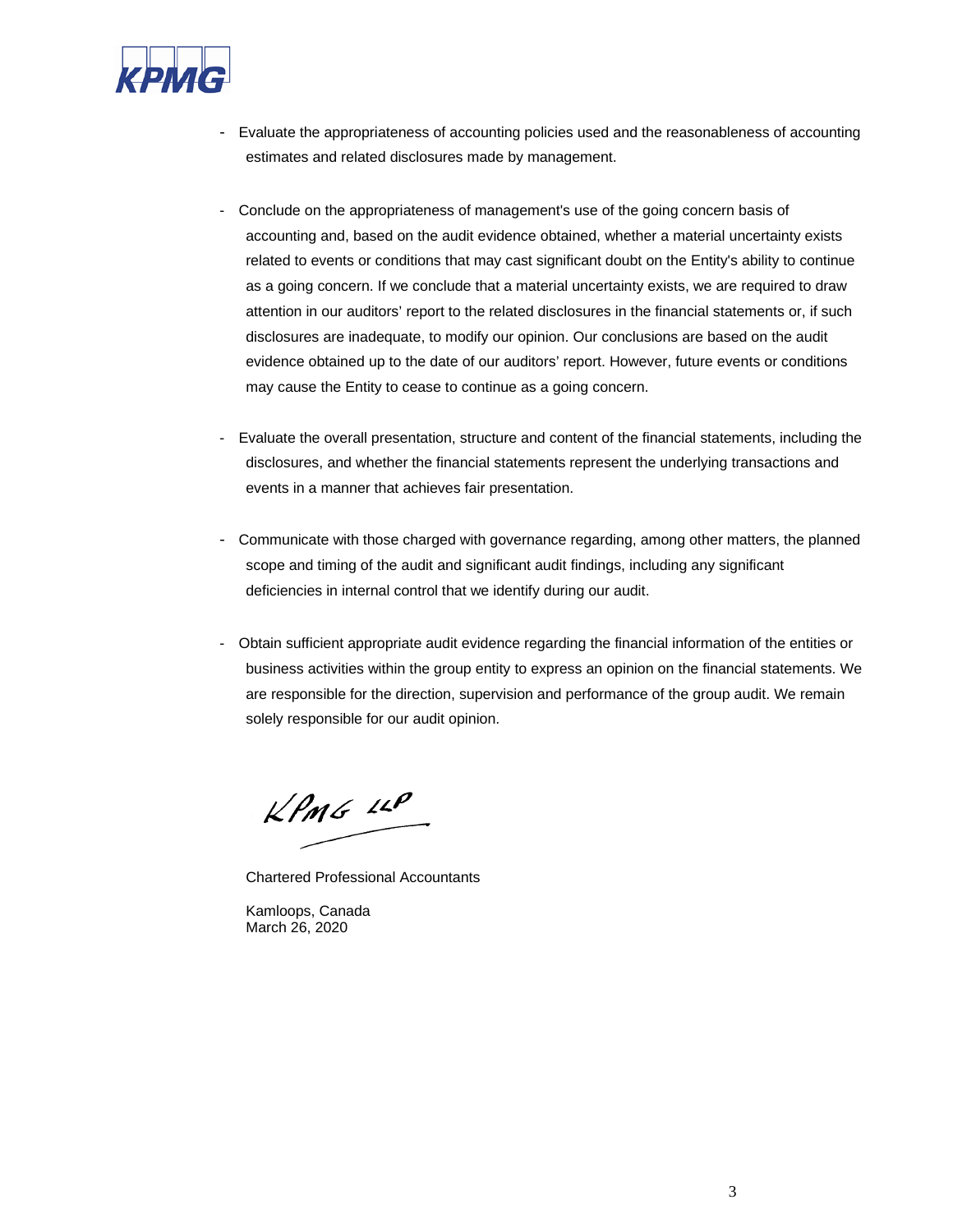- Evaluate the appropriateness of accounting policies used and the reasonableness of accounting estimates and related disclosures made by management.

- Conclude on the appropriateness of management's use of the going concern basis of accounting and, based on the audit evidence obtained, whether a material uncertainty exists related to events or conditions that may cast significant doubt on the Entity's ability to continue as a going concern. If we conclude that a material uncertainty exists, we are required to draw attention in our auditors' report to the related disclosures in the financial statements or, if such disclosures are inadequate, to modify our opinion. Our conclusions are based on the audit evidence obtained up to the date of our auditors' report. However, future events or conditions may cause the Entity to cease to continue as a going concern.

- Evaluate the overall presentation, structure and content of the financial statements, including the disclosures, and whether the financial statements represent the underlying transactions and events in a manner that achieves fair presentation.

- Communicate with those charged with governance regarding, among other matters, the planned scope and timing of the audit and significant audit findings, including any significant deficiencies in internal control that we identify during our audit.

- Obtain sufficient appropriate audit evidence regarding the financial information of the entities or business activities within the group entity to express an opinion on the financial statements. We are responsible for the direction, supervision and performance of the group audit. We remain solely responsible for our audit opinion.

KPMG LLP

Chartered Professional Accountants

Kamloops, Canada
March 26, 2020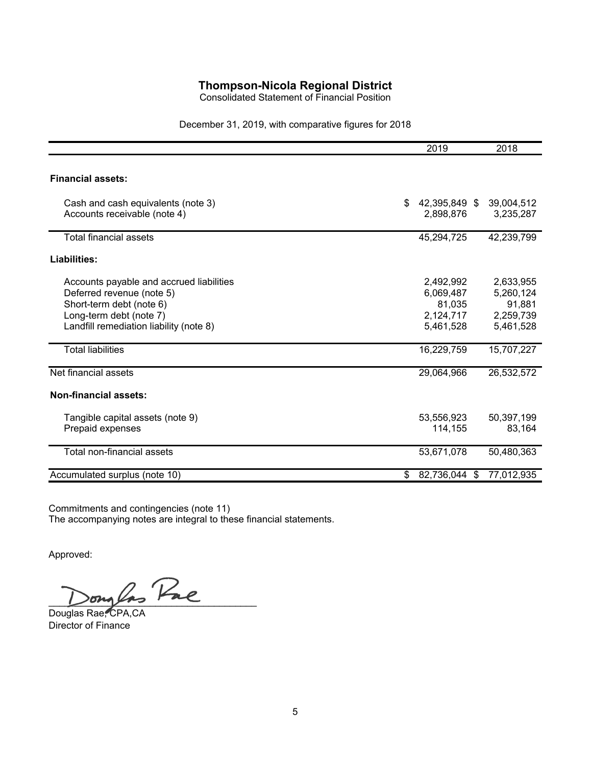# Thompson-Nicola Regional District

Consolidated Statement of Financial Position

December 31, 2019, with comparative figures for 2018

| | 2019 | 2018 |
|---|---|---|
| **Financial assets:** | | |
| Cash and cash equivalents (note 3) | $ 42,395,849 | $ 39,004,512 |
| Accounts receivable (note 4) | 2,898,876 | 3,235,287 |
| Total financial assets | 45,294,725 | 42,239,799 |
| **Liabilities:** | | |
| Accounts payable and accrued liabilities | 2,492,992 | 2,633,955 |
| Deferred revenue (note 5) | 6,069,487 | 5,260,124 |
| Short-term debt (note 6) | 81,035 | 91,881 |
| Long-term debt (note 7) | 2,124,717 | 2,259,739 |
| Landfill remediation liability (note 8) | 5,461,528 | 5,461,528 |
| Total liabilities | 16,229,759 | 15,707,227 |
| Net financial assets | 29,064,966 | 26,532,572 |
| **Non-financial assets:** | | |
| Tangible capital assets (note 9) | 53,556,923 | 50,397,199 |
| Prepaid expenses | 114,155 | 83,164 |
| Total non-financial assets | 53,671,078 | 50,480,363 |
| Accumulated surplus (note 10) | $ 82,736,044 | $ 77,012,935 |

Commitments and contingencies (note 11)
The accompanying notes are integral to these financial statements.

Approved:

Douglas Rae, CPA,CA
Director of Finance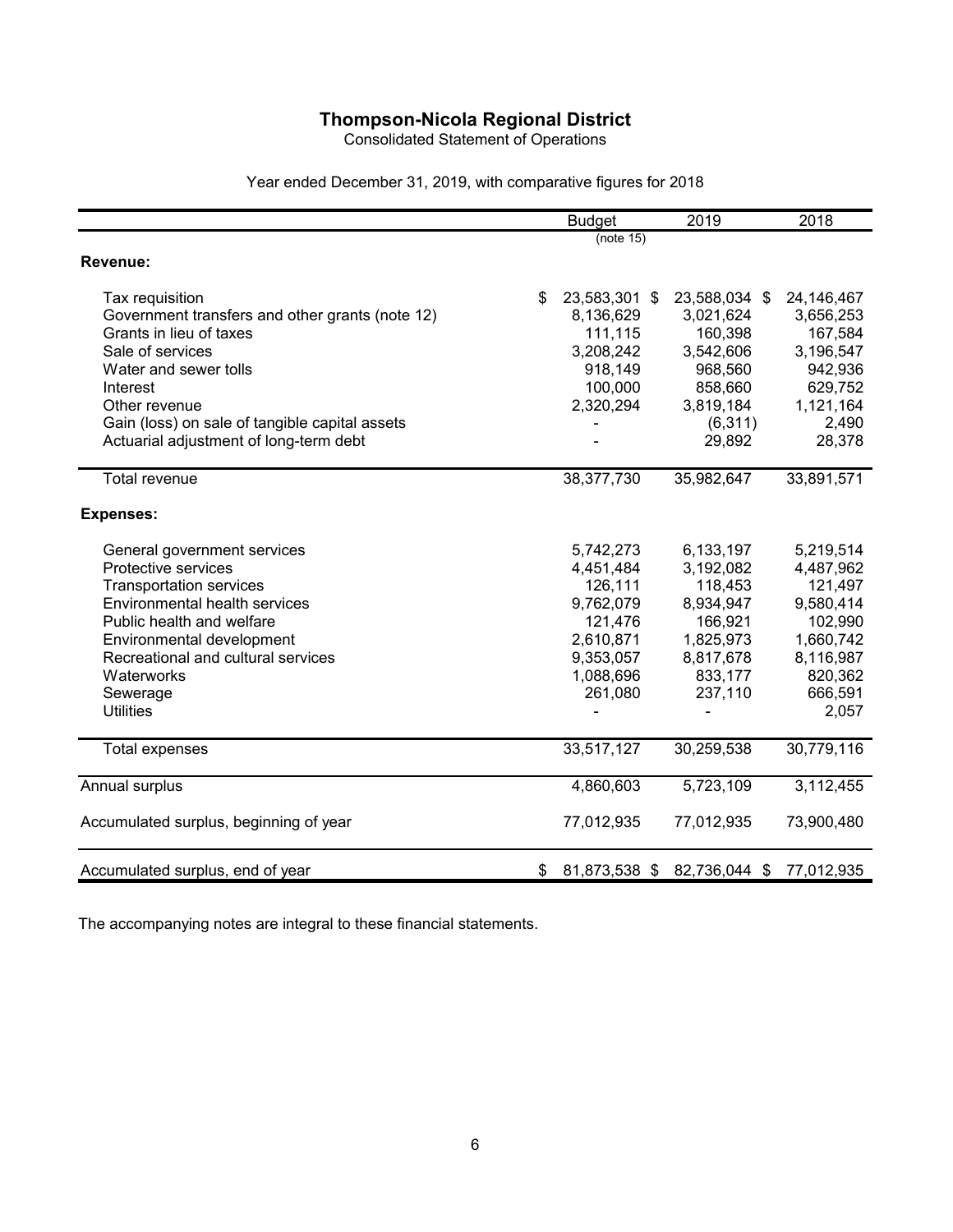# Thompson-Nicola Regional District

Consolidated Statement of Operations

Year ended December 31, 2019, with comparative figures for 2018

| | Budget (note 15) | 2019 | 2018 |
|---|---|---|---|
| **Revenue:** | | | |
| Tax requisition | $ 23,583,301 | $ 23,588,034 | $ 24,146,467 |
| Government transfers and other grants (note 12) | 8,136,629 | 3,021,624 | 3,656,253 |
| Grants in lieu of taxes | 111,115 | 160,398 | 167,584 |
| Sale of services | 3,208,242 | 3,542,606 | 3,196,547 |
| Water and sewer tolls | 918,149 | 968,560 | 942,936 |
| Interest | 100,000 | 858,660 | 629,752 |
| Other revenue | 2,320,294 | 3,819,184 | 1,121,164 |
| Gain (loss) on sale of tangible capital assets | - | (6,311) | 2,490 |
| Actuarial adjustment of long-term debt | - | 29,892 | 28,378 |
| Total revenue | 38,377,730 | 35,982,647 | 33,891,571 |
| **Expenses:** | | | |
| General government services | 5,742,273 | 6,133,197 | 5,219,514 |
| Protective services | 4,451,484 | 3,192,082 | 4,487,962 |
| Transportation services | 126,111 | 118,453 | 121,497 |
| Environmental health services | 9,762,079 | 8,934,947 | 9,580,414 |
| Public health and welfare | 121,476 | 166,921 | 102,990 |
| Environmental development | 2,610,871 | 1,825,973 | 1,660,742 |
| Recreational and cultural services | 9,353,057 | 8,817,678 | 8,116,987 |
| Waterworks | 1,088,696 | 833,177 | 820,362 |
| Sewerage | 261,080 | 237,110 | 666,591 |
| Utilities | - | - | 2,057 |
| Total expenses | 33,517,127 | 30,259,538 | 30,779,116 |
| Annual surplus | 4,860,603 | 5,723,109 | 3,112,455 |
| Accumulated surplus, beginning of year | 77,012,935 | 77,012,935 | 73,900,480 |
| Accumulated surplus, end of year | $ 81,873,538 | $ 82,736,044 | $ 77,012,935 |

The accompanying notes are integral to these financial statements.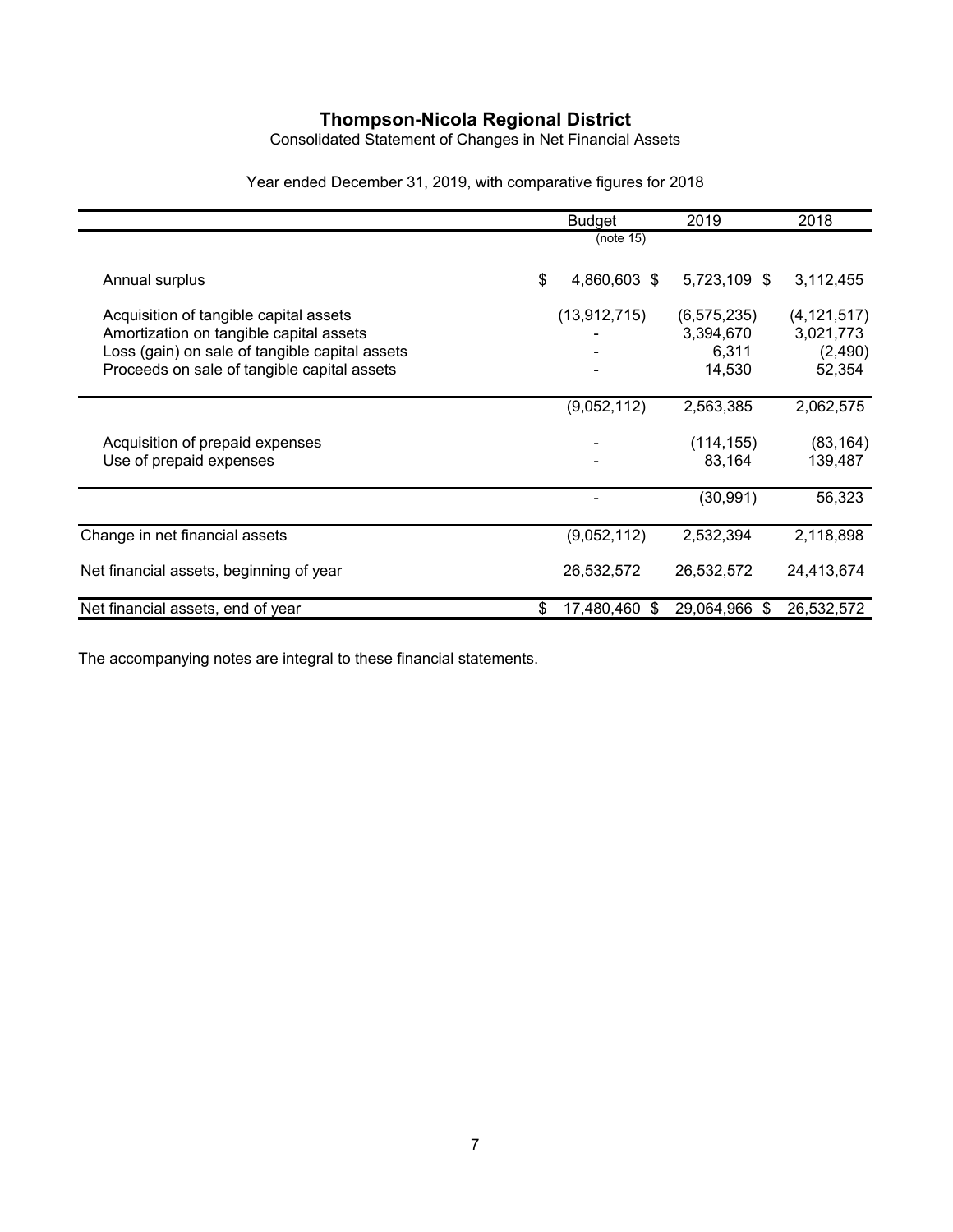# Thompson-Nicola Regional District

Consolidated Statement of Changes in Net Financial Assets

Year ended December 31, 2019, with comparative figures for 2018

| | Budget (note 15) | 2019 | 2018 |
|---|---|---|---|
| Annual surplus | $ 4,860,603 | $ 5,723,109 | $ 3,112,455 |
| Acquisition of tangible capital assets | (13,912,715) | (6,575,235) | (4,121,517) |
| Amortization on tangible capital assets | - | 3,394,670 | 3,021,773 |
| Loss (gain) on sale of tangible capital assets | - | 6,311 | (2,490) |
| Proceeds on sale of tangible capital assets | - | 14,530 | 52,354 |
| | (9,052,112) | 2,563,385 | 2,062,575 |
| Acquisition of prepaid expenses | - | (114,155) | (83,164) |
| Use of prepaid expenses | - | 83,164 | 139,487 |
| | - | (30,991) | 56,323 |
| Change in net financial assets | (9,052,112) | 2,532,394 | 2,118,898 |
| Net financial assets, beginning of year | 26,532,572 | 26,532,572 | 24,413,674 |
| Net financial assets, end of year | $ 17,480,460 | $ 29,064,966 | $ 26,532,572 |

The accompanying notes are integral to these financial statements.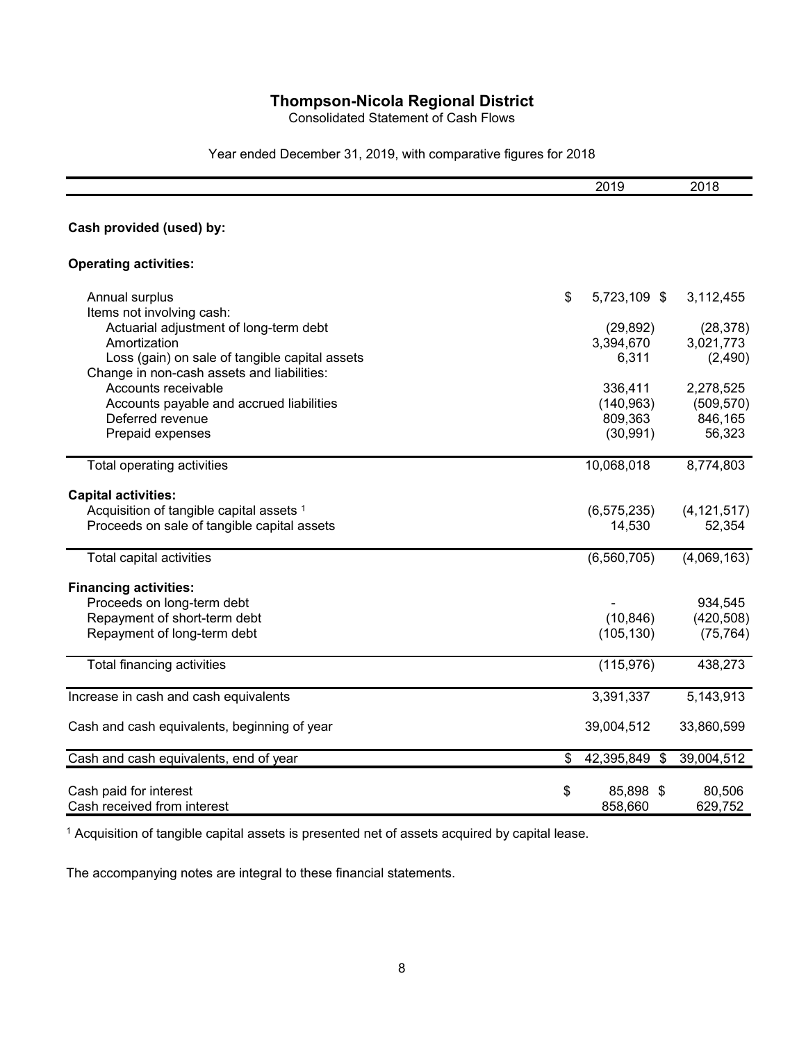# Thompson-Nicola Regional District

Consolidated Statement of Cash Flows

Year ended December 31, 2019, with comparative figures for 2018

| | 2019 | 2018 |
|---|---|---|
| **Cash provided (used) by:** | | |
| **Operating activities:** | | |
| Annual surplus | $ 5,723,109 | $ 3,112,455 |
| Items not involving cash: | | |
| Actuarial adjustment of long-term debt | (29,892) | (28,378) |
| Amortization | 3,394,670 | 3,021,773 |
| Loss (gain) on sale of tangible capital assets | 6,311 | (2,490) |
| Change in non-cash assets and liabilities: | | |
| Accounts receivable | 336,411 | 2,278,525 |
| Accounts payable and accrued liabilities | (140,963) | (509,570) |
| Deferred revenue | 809,363 | 846,165 |
| Prepaid expenses | (30,991) | 56,323 |
| Total operating activities | 10,068,018 | 8,774,803 |
| **Capital activities:** | | |
| Acquisition of tangible capital assets [1] | (6,575,235) | (4,121,517) |
| Proceeds on sale of tangible capital assets | 14,530 | 52,354 |
| Total capital activities | (6,560,705) | (4,069,163) |
| **Financing activities:** | | |
| Proceeds on long-term debt | - | 934,545 |
| Repayment of short-term debt | (10,846) | (420,508) |
| Repayment of long-term debt | (105,130) | (75,764) |
| Total financing activities | (115,976) | 438,273 |
| Increase in cash and cash equivalents | 3,391,337 | 5,143,913 |
| Cash and cash equivalents, beginning of year | 39,004,512 | 33,860,599 |
| Cash and cash equivalents, end of year | $ 42,395,849 | $ 39,004,512 |
| Cash paid for interest | $ 85,898 | $ 80,506 |
| Cash received from interest | 858,660 | 629,752 |

[1] Acquisition of tangible capital assets is presented net of assets acquired by capital lease.

The accompanying notes are integral to these financial statements.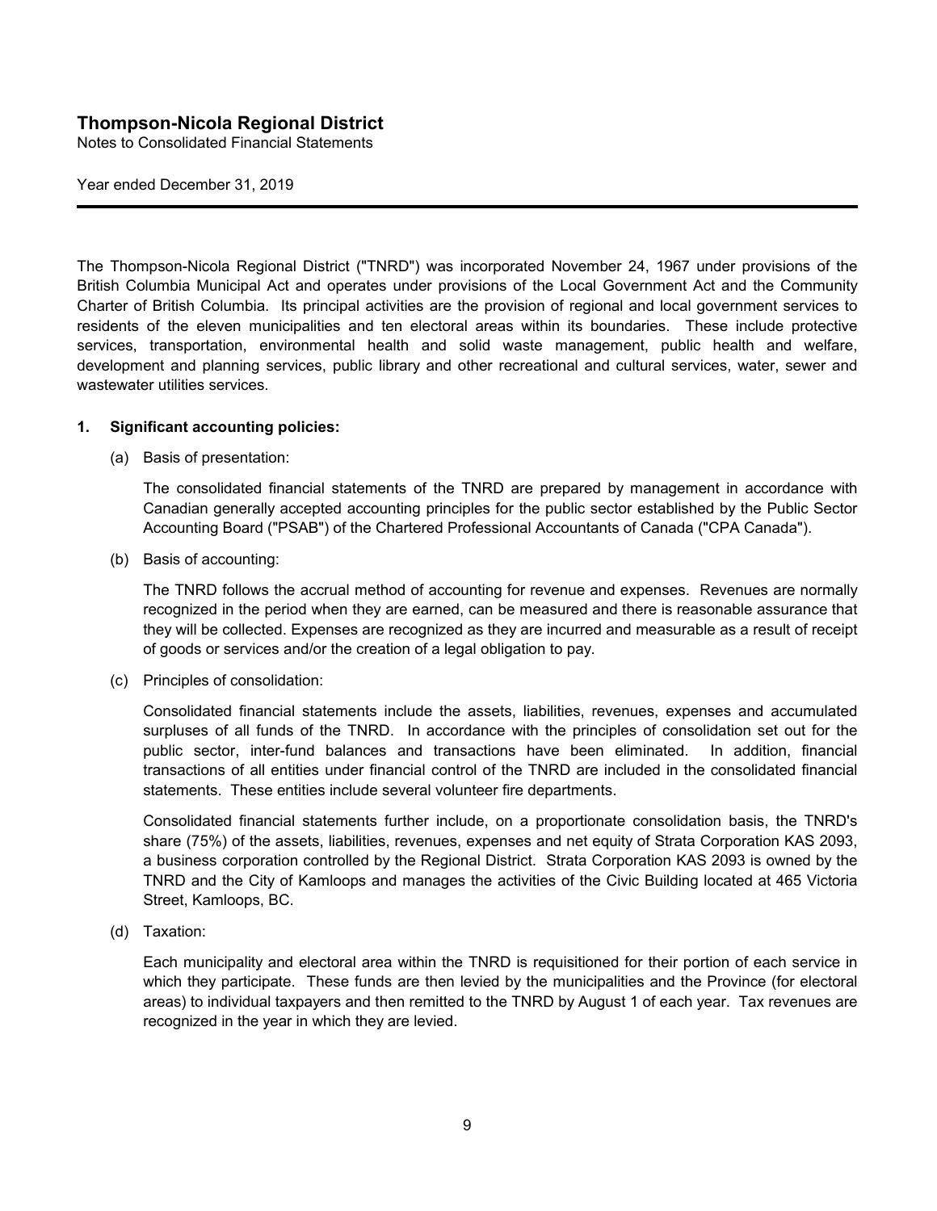# Thompson-Nicola Regional District

Notes to Consolidated Financial Statements

Year ended December 31, 2019

---

The Thompson-Nicola Regional District ("TNRD") was incorporated November 24, 1967 under provisions of the British Columbia Municipal Act and operates under provisions of the Local Government Act and the Community Charter of British Columbia. Its principal activities are the provision of regional and local government services to residents of the eleven municipalities and ten electoral areas within its boundaries. These include protective services, transportation, environmental health and solid waste management, public health and welfare, development and planning services, public library and other recreational and cultural services, water, sewer and wastewater utilities services.

## 1. Significant accounting policies:

(a) Basis of presentation:

The consolidated financial statements of the TNRD are prepared by management in accordance with Canadian generally accepted accounting principles for the public sector established by the Public Sector Accounting Board ("PSAB") of the Chartered Professional Accountants of Canada ("CPA Canada").

(b) Basis of accounting:

The TNRD follows the accrual method of accounting for revenue and expenses. Revenues are normally recognized in the period when they are earned, can be measured and there is reasonable assurance that they will be collected. Expenses are recognized as they are incurred and measurable as a result of receipt of goods or services and/or the creation of a legal obligation to pay.

(c) Principles of consolidation:

Consolidated financial statements include the assets, liabilities, revenues, expenses and accumulated surpluses of all funds of the TNRD. In accordance with the principles of consolidation set out for the public sector, inter-fund balances and transactions have been eliminated. In addition, financial transactions of all entities under financial control of the TNRD are included in the consolidated financial statements. These entities include several volunteer fire departments.

Consolidated financial statements further include, on a proportionate consolidation basis, the TNRD's share (75%) of the assets, liabilities, revenues, expenses and net equity of Strata Corporation KAS 2093, a business corporation controlled by the Regional District. Strata Corporation KAS 2093 is owned by the TNRD and the City of Kamloops and manages the activities of the Civic Building located at 465 Victoria Street, Kamloops, BC.

(d) Taxation:

Each municipality and electoral area within the TNRD is requisitioned for their portion of each service in which they participate. These funds are then levied by the municipalities and the Province (for electoral areas) to individual taxpayers and then remitted to the TNRD by August 1 of each year. Tax revenues are recognized in the year in which they are levied.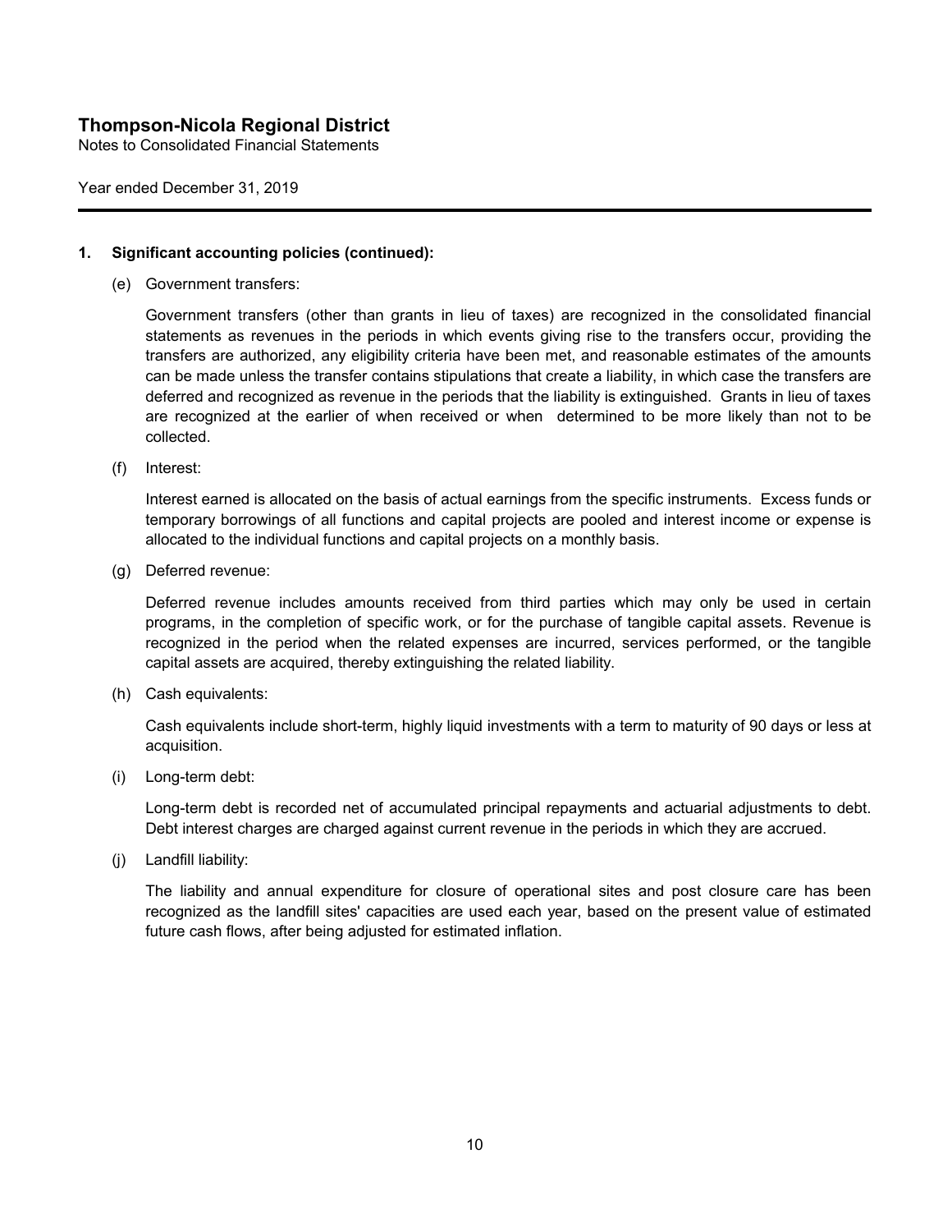# Thompson-Nicola Regional District

Notes to Consolidated Financial Statements

Year ended December 31, 2019

---

## 1. Significant accounting policies (continued):

(e) Government transfers:

Government transfers (other than grants in lieu of taxes) are recognized in the consolidated financial statements as revenues in the periods in which events giving rise to the transfers occur, providing the transfers are authorized, any eligibility criteria have been met, and reasonable estimates of the amounts can be made unless the transfer contains stipulations that create a liability, in which case the transfers are deferred and recognized as revenue in the periods that the liability is extinguished. Grants in lieu of taxes are recognized at the earlier of when received or when determined to be more likely than not to be collected.

(f) Interest:

Interest earned is allocated on the basis of actual earnings from the specific instruments. Excess funds or temporary borrowings of all functions and capital projects are pooled and interest income or expense is allocated to the individual functions and capital projects on a monthly basis.

(g) Deferred revenue:

Deferred revenue includes amounts received from third parties which may only be used in certain programs, in the completion of specific work, or for the purchase of tangible capital assets. Revenue is recognized in the period when the related expenses are incurred, services performed, or the tangible capital assets are acquired, thereby extinguishing the related liability.

(h) Cash equivalents:

Cash equivalents include short-term, highly liquid investments with a term to maturity of 90 days or less at acquisition.

(i) Long-term debt:

Long-term debt is recorded net of accumulated principal repayments and actuarial adjustments to debt. Debt interest charges are charged against current revenue in the periods in which they are accrued.

(j) Landfill liability:

The liability and annual expenditure for closure of operational sites and post closure care has been recognized as the landfill sites' capacities are used each year, based on the present value of estimated future cash flows, after being adjusted for estimated inflation.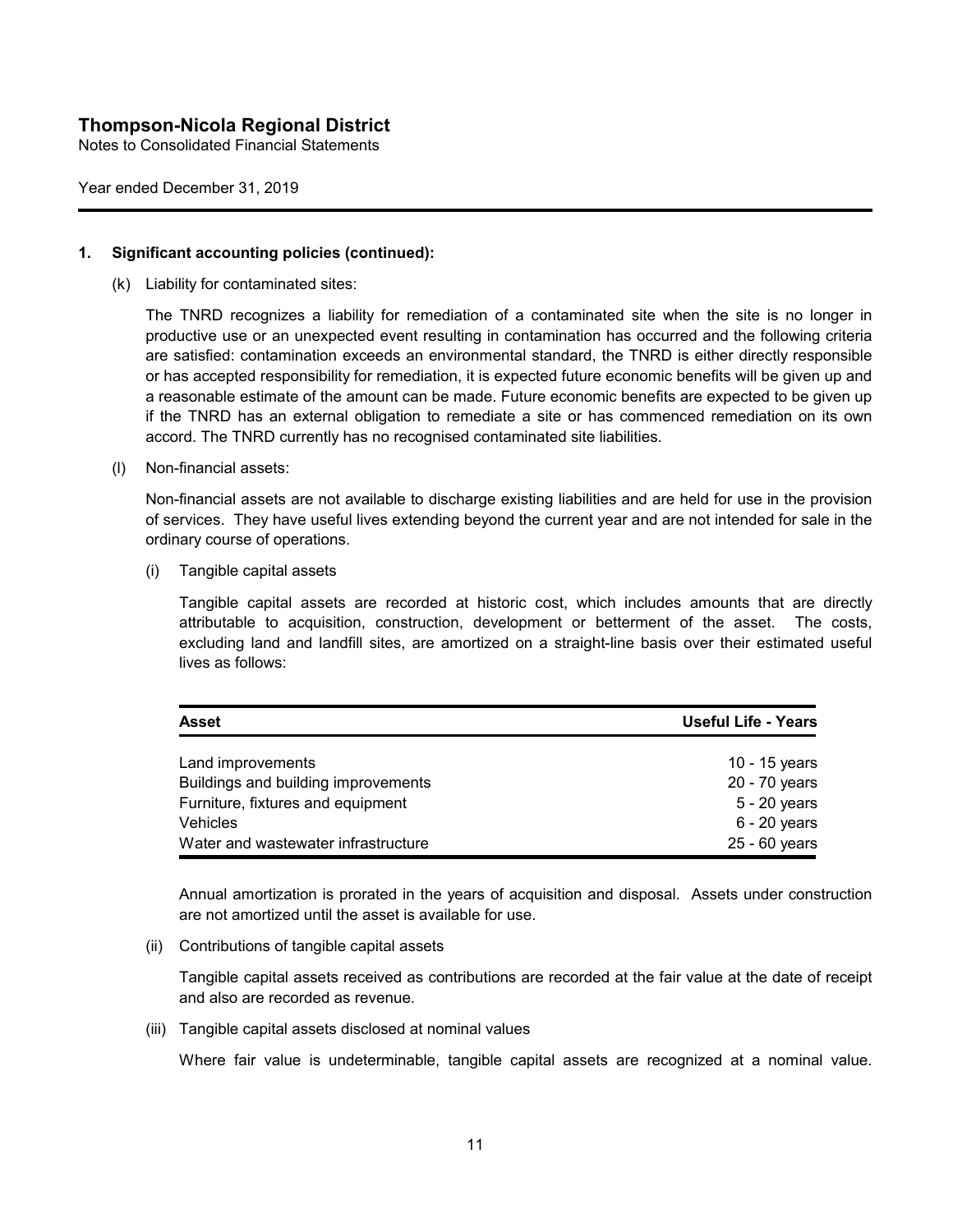## 1. Significant accounting policies (continued):

(k) Liability for contaminated sites:

The TNRD recognizes a liability for remediation of a contaminated site when the site is no longer in productive use or an unexpected event resulting in contamination has occurred and the following criteria are satisfied: contamination exceeds an environmental standard, the TNRD is either directly responsible or has accepted responsibility for remediation, it is expected future economic benefits will be given up and a reasonable estimate of the amount can be made. Future economic benefits are expected to be given up if the TNRD has an external obligation to remediate a site or has commenced remediation on its own accord. The TNRD currently has no recognised contaminated site liabilities.

(l) Non-financial assets:

Non-financial assets are not available to discharge existing liabilities and are held for use in the provision of services. They have useful lives extending beyond the current year and are not intended for sale in the ordinary course of operations.

(i) Tangible capital assets

Tangible capital assets are recorded at historic cost, which includes amounts that are directly attributable to acquisition, construction, development or betterment of the asset. The costs, excluding land and landfill sites, are amortized on a straight-line basis over their estimated useful lives as follows:

| Asset | Useful Life - Years |
|---|---|
| Land improvements | 10 - 15 years |
| Buildings and building improvements | 20 - 70 years |
| Furniture, fixtures and equipment | 5 - 20 years |
| Vehicles | 6 - 20 years |
| Water and wastewater infrastructure | 25 - 60 years |

Annual amortization is prorated in the years of acquisition and disposal. Assets under construction are not amortized until the asset is available for use.

(ii) Contributions of tangible capital assets

Tangible capital assets received as contributions are recorded at the fair value at the date of receipt and also are recorded as revenue.

(iii) Tangible capital assets disclosed at nominal values

Where fair value is undeterminable, tangible capital assets are recognized at a nominal value.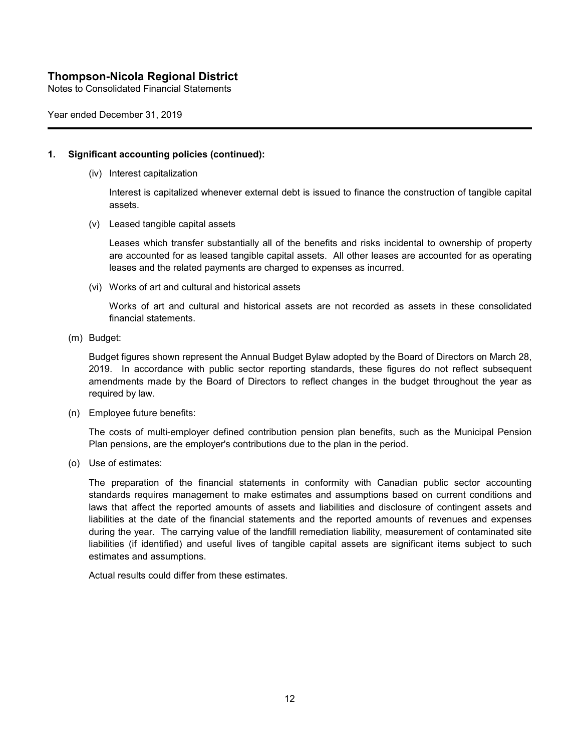## 1. Significant accounting policies (continued):

(iv) Interest capitalization

Interest is capitalized whenever external debt is issued to finance the construction of tangible capital assets.

(v) Leased tangible capital assets

Leases which transfer substantially all of the benefits and risks incidental to ownership of property are accounted for as leased tangible capital assets. All other leases are accounted for as operating leases and the related payments are charged to expenses as incurred.

(vi) Works of art and cultural and historical assets

Works of art and cultural and historical assets are not recorded as assets in these consolidated financial statements.

(m) Budget:

Budget figures shown represent the Annual Budget Bylaw adopted by the Board of Directors on March 28, 2019. In accordance with public sector reporting standards, these figures do not reflect subsequent amendments made by the Board of Directors to reflect changes in the budget throughout the year as required by law.

(n) Employee future benefits:

The costs of multi-employer defined contribution pension plan benefits, such as the Municipal Pension Plan pensions, are the employer's contributions due to the plan in the period.

(o) Use of estimates:

The preparation of the financial statements in conformity with Canadian public sector accounting standards requires management to make estimates and assumptions based on current conditions and laws that affect the reported amounts of assets and liabilities and disclosure of contingent assets and liabilities at the date of the financial statements and the reported amounts of revenues and expenses during the year. The carrying value of the landfill remediation liability, measurement of contaminated site liabilities (if identified) and useful lives of tangible capital assets are significant items subject to such estimates and assumptions.

Actual results could differ from these estimates.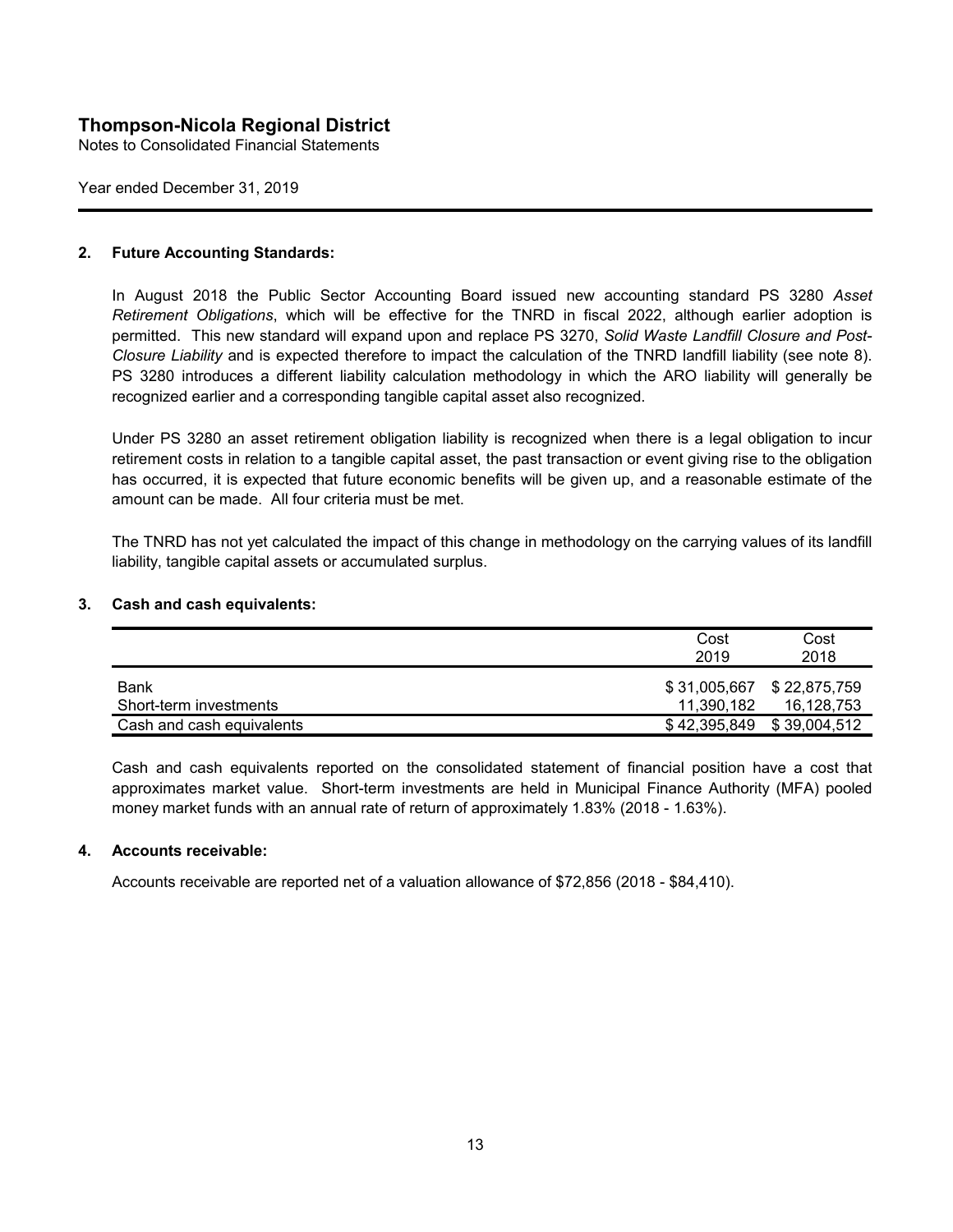## 2. Future Accounting Standards:

In August 2018 the Public Sector Accounting Board issued new accounting standard PS 3280 *Asset Retirement Obligations*, which will be effective for the TNRD in fiscal 2022, although earlier adoption is permitted. This new standard will expand upon and replace PS 3270, *Solid Waste Landfill Closure and Post-Closure Liability* and is expected therefore to impact the calculation of the TNRD landfill liability (see note 8). PS 3280 introduces a different liability calculation methodology in which the ARO liability will generally be recognized earlier and a corresponding tangible capital asset also recognized.

Under PS 3280 an asset retirement obligation liability is recognized when there is a legal obligation to incur retirement costs in relation to a tangible capital asset, the past transaction or event giving rise to the obligation has occurred, it is expected that future economic benefits will be given up, and a reasonable estimate of the amount can be made. All four criteria must be met.

The TNRD has not yet calculated the impact of this change in methodology on the carrying values of its landfill liability, tangible capital assets or accumulated surplus.

## 3. Cash and cash equivalents:

| | Cost 2019 | Cost 2018 |
|---|---|---|
| Bank | $ 31,005,667 | $ 22,875,759 |
| Short-term investments | 11,390,182 | 16,128,753 |
| Cash and cash equivalents | $ 42,395,849 | $ 39,004,512 |

Cash and cash equivalents reported on the consolidated statement of financial position have a cost that approximates market value. Short-term investments are held in Municipal Finance Authority (MFA) pooled money market funds with an annual rate of return of approximately 1.83% (2018 - 1.63%).

## 4. Accounts receivable:

Accounts receivable are reported net of a valuation allowance of $72,856 (2018 - $84,410).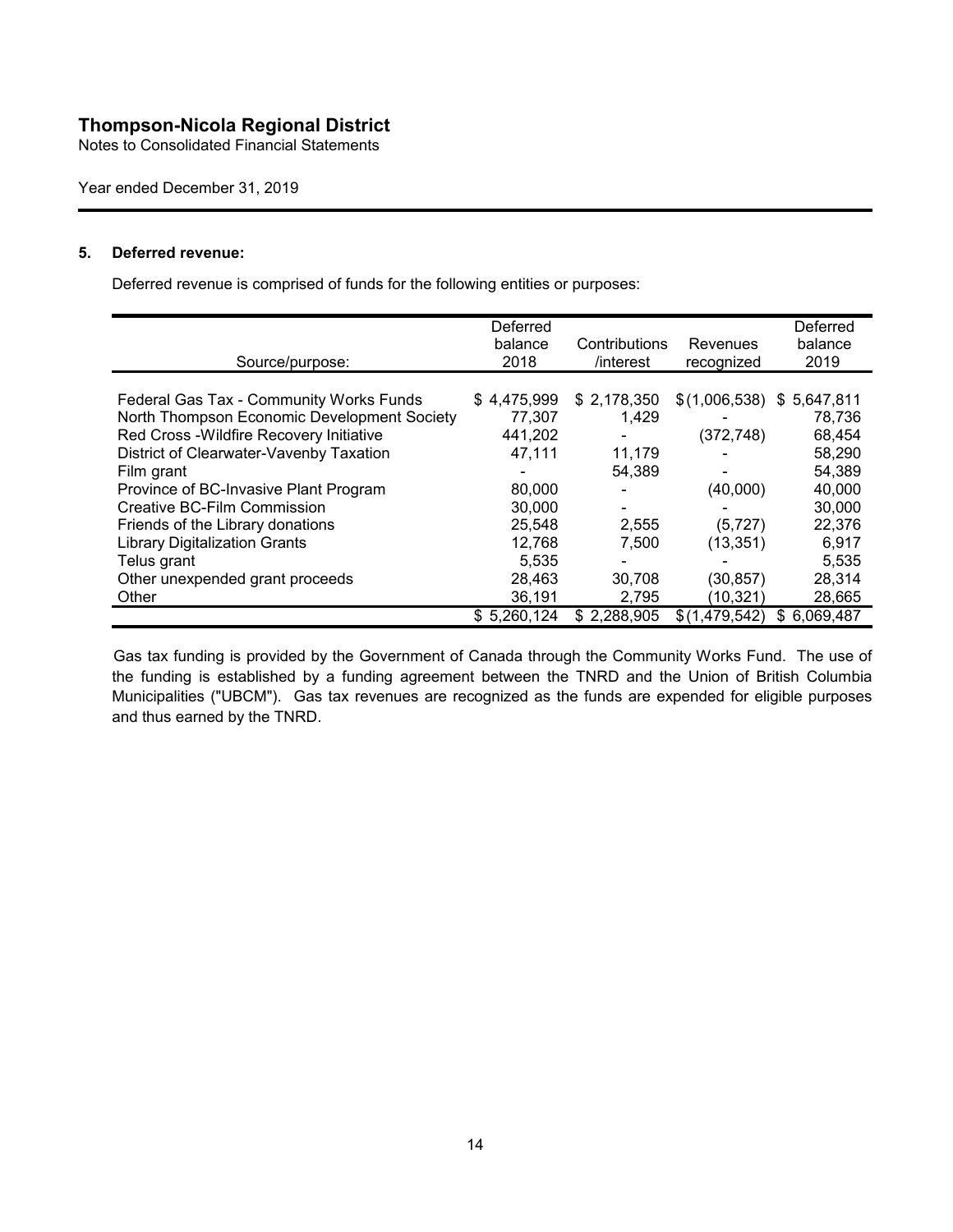# Thompson-Nicola Regional District

Notes to Consolidated Financial Statements

Year ended December 31, 2019

## 5. Deferred revenue:

Deferred revenue is comprised of funds for the following entities or purposes:

| Source/purpose: | Deferred balance 2018 | Contributions /interest | Revenues recognized | Deferred balance 2019 |
|---|---|---|---|---|
| Federal Gas Tax - Community Works Funds | $ 4,475,999 | $ 2,178,350 | $ (1,006,538) | $ 5,647,811 |
| North Thompson Economic Development Society | 77,307 | 1,429 | - | 78,736 |
| Red Cross -Wildfire Recovery Initiative | 441,202 | - | (372,748) | 68,454 |
| District of Clearwater-Vavenby Taxation | 47,111 | 11,179 | - | 58,290 |
| Film grant | - | 54,389 | - | 54,389 |
| Province of BC-Invasive Plant Program | 80,000 | - | (40,000) | 40,000 |
| Creative BC-Film Commission | 30,000 | - | - | 30,000 |
| Friends of the Library donations | 25,548 | 2,555 | (5,727) | 22,376 |
| Library Digitalization Grants | 12,768 | 7,500 | (13,351) | 6,917 |
| Telus grant | 5,535 | - | - | 5,535 |
| Other unexpended grant proceeds | 28,463 | 30,708 | (30,857) | 28,314 |
| Other | 36,191 | 2,795 | (10,321) | 28,665 |
| | $ 5,260,124 | $ 2,288,905 | $ (1,479,542) | $ 6,069,487 |

Gas tax funding is provided by the Government of Canada through the Community Works Fund. The use of the funding is established by a funding agreement between the TNRD and the Union of British Columbia Municipalities ("UBCM"). Gas tax revenues are recognized as the funds are expended for eligible purposes and thus earned by the TNRD.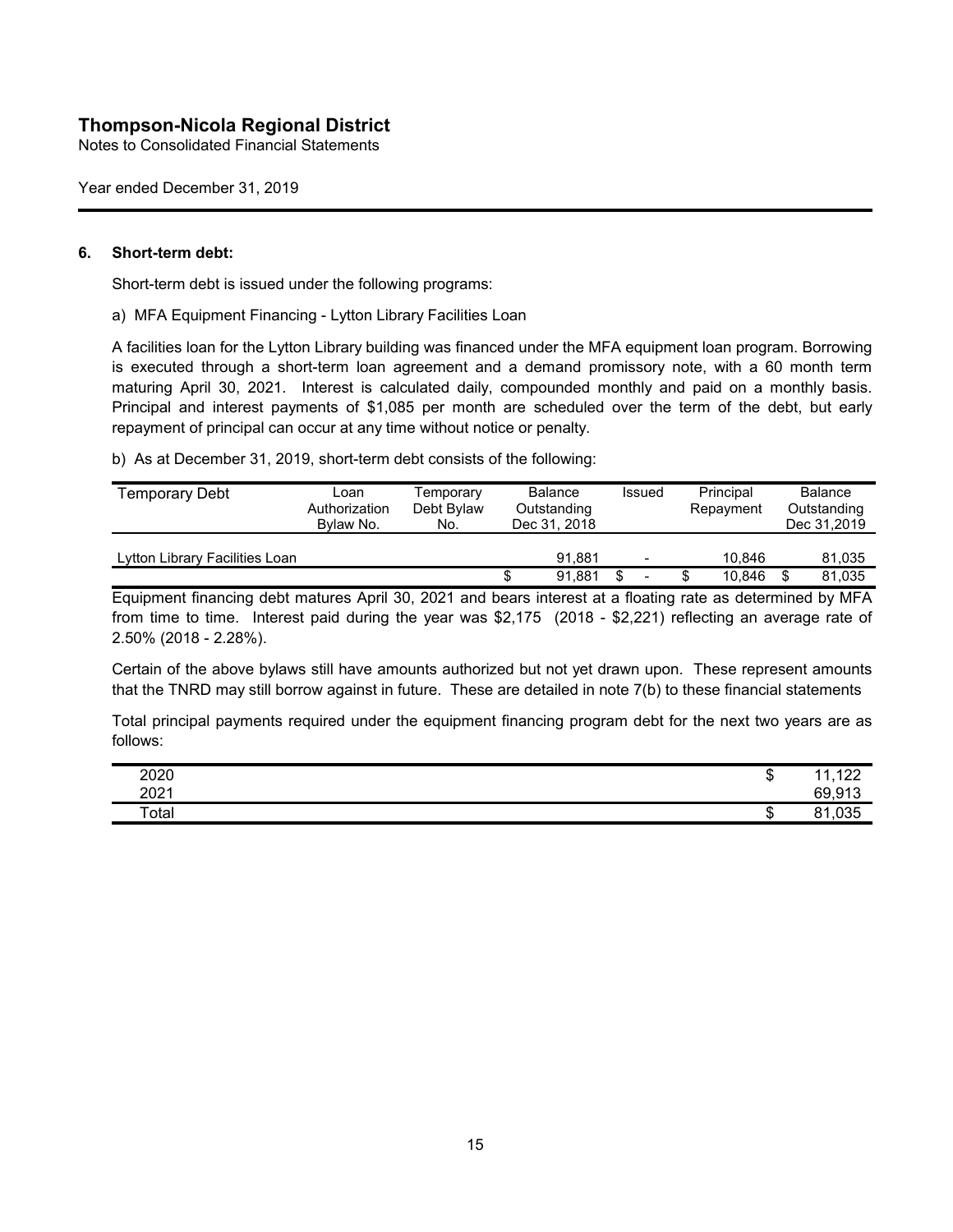## 6. Short-term debt:

Short-term debt is issued under the following programs:

a) MFA Equipment Financing - Lytton Library Facilities Loan

A facilities loan for the Lytton Library building was financed under the MFA equipment loan program. Borrowing is executed through a short-term loan agreement and a demand promissory note, with a 60 month term maturing April 30, 2021. Interest is calculated daily, compounded monthly and paid on a monthly basis. Principal and interest payments of $1,085 per month are scheduled over the term of the debt, but early repayment of principal can occur at any time without notice or penalty.

b) As at December 31, 2019, short-term debt consists of the following:

| Temporary Debt | Loan Authorization Bylaw No. | Temporary Debt Bylaw No. | Balance Outstanding Dec 31, 2018 | Issued | Principal Repayment | Balance Outstanding Dec 31,2019 |
|---|---|---|---|---|---|---|
| Lytton Library Facilities Loan | | | 91,881 | - | 10,846 | 81,035 |
| | | | $ 91,881 | $ - | $ 10,846 | $ 81,035 |

Equipment financing debt matures April 30, 2021 and bears interest at a floating rate as determined by MFA from time to time. Interest paid during the year was $2,175 (2018 - $2,221) reflecting an average rate of 2.50% (2018 - 2.28%).

Certain of the above bylaws still have amounts authorized but not yet drawn upon. These represent amounts that the TNRD may still borrow against in future. These are detailed in note 7(b) to these financial statements

Total principal payments required under the equipment financing program debt for the next two years are as follows:

| | |
|---|---|
| 2020 | $ 11,122 |
| 2021 | 69,913 |
| Total | $ 81,035 |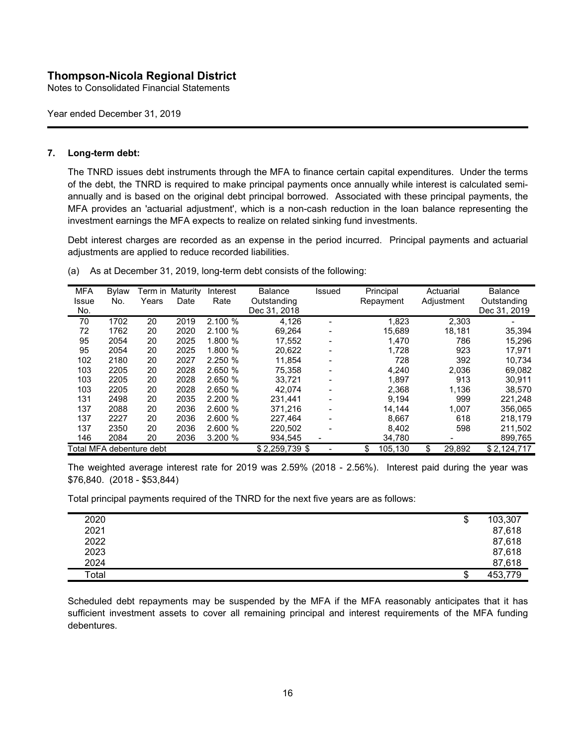# Thompson-Nicola Regional District

Notes to Consolidated Financial Statements

Year ended December 31, 2019

## 7. Long-term debt:

The TNRD issues debt instruments through the MFA to finance certain capital expenditures. Under the terms of the debt, the TNRD is required to make principal payments once annually while interest is calculated semi-annually and is based on the original debt principal borrowed. Associated with these principal payments, the MFA provides an 'actuarial adjustment', which is a non-cash reduction in the loan balance representing the investment earnings the MFA expects to realize on related sinking fund investments.

Debt interest charges are recorded as an expense in the period incurred. Principal payments and actuarial adjustments are applied to reduce recorded liabilities.

(a) As at December 31, 2019, long-term debt consists of the following:

| MFA Issue No. | Bylaw No. | Term in Years | Maturity Date | Interest Rate | Balance Outstanding Dec 31, 2018 | Issued | Principal Repayment | Actuarial Adjustment | Balance Outstanding Dec 31, 2019 |
|---|---|---|---|---|---|---|---|---|---|
| 70 | 1702 | 20 | 2019 | 2.100 % | 4,126 | - | 1,823 | 2,303 | - |
| 72 | 1762 | 20 | 2020 | 2.100 % | 69,264 | - | 15,689 | 18,181 | 35,394 |
| 95 | 2054 | 20 | 2025 | 1.800 % | 17,552 | - | 1,470 | 786 | 15,296 |
| 95 | 2054 | 20 | 2025 | 1.800 % | 20,622 | - | 1,728 | 923 | 17,971 |
| 102 | 2180 | 20 | 2027 | 2.250 % | 11,854 | - | 728 | 392 | 10,734 |
| 103 | 2205 | 20 | 2028 | 2.650 % | 75,358 | - | 4,240 | 2,036 | 69,082 |
| 103 | 2205 | 20 | 2028 | 2.650 % | 33,721 | - | 1,897 | 913 | 30,911 |
| 103 | 2205 | 20 | 2028 | 2.650 % | 42,074 | - | 2,368 | 1,136 | 38,570 |
| 131 | 2498 | 20 | 2035 | 2.200 % | 231,441 | - | 9,194 | 999 | 221,248 |
| 137 | 2088 | 20 | 2036 | 2.600 % | 371,216 | - | 14,144 | 1,007 | 356,065 |
| 137 | 2227 | 20 | 2036 | 2.600 % | 227,464 | - | 8,667 | 618 | 218,179 |
| 137 | 2350 | 20 | 2036 | 2.600 % | 220,502 | - | 8,402 | 598 | 211,502 |
| 146 | 2084 | 20 | 2036 | 3.200 % | 934,545 | - | 34,780 | - | 899,765 |
| Total MFA debenture debt | | | | | $ 2,259,739 | $ - | $ 105,130 | $ 29,892 | $ 2,124,717 |

The weighted average interest rate for 2019 was 2.59% (2018 - 2.56%). Interest paid during the year was $76,840. (2018 - $53,844)

Total principal payments required of the TNRD for the next five years are as follows:

| | |
|---|---|
| 2020 | $ 103,307 |
| 2021 | 87,618 |
| 2022 | 87,618 |
| 2023 | 87,618 |
| 2024 | 87,618 |
| Total | $ 453,779 |

Scheduled debt repayments may be suspended by the MFA if the MFA reasonably anticipates that it has sufficient investment assets to cover all remaining principal and interest requirements of the MFA funding debentures.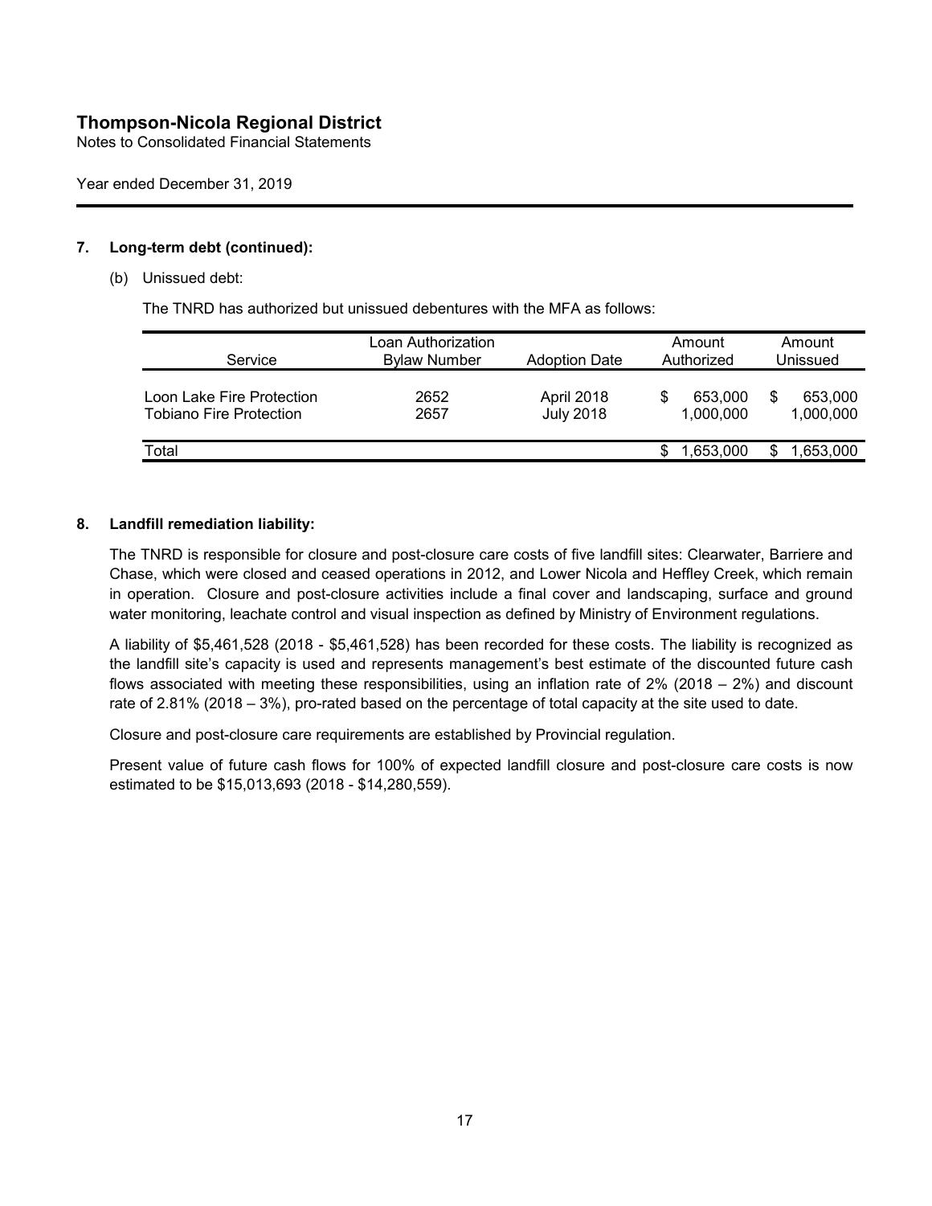# Thompson-Nicola Regional District

Notes to Consolidated Financial Statements

Year ended December 31, 2019

## 7. Long-term debt (continued):

(b) Unissued debt:

The TNRD has authorized but unissued debentures with the MFA as follows:

| Service | Loan Authorization Bylaw Number | Adoption Date | Amount Authorized | Amount Unissued |
|---|---|---|---|---|
| Loon Lake Fire Protection | 2652 | April 2018 | $ 653,000 | $ 653,000 |
| Tobiano Fire Protection | 2657 | July 2018 | 1,000,000 | 1,000,000 |
| Total | | | $ 1,653,000 | $ 1,653,000 |

## 8. Landfill remediation liability:

The TNRD is responsible for closure and post-closure care costs of five landfill sites: Clearwater, Barriere and Chase, which were closed and ceased operations in 2012, and Lower Nicola and Heffley Creek, which remain in operation. Closure and post-closure activities include a final cover and landscaping, surface and ground water monitoring, leachate control and visual inspection as defined by Ministry of Environment regulations.

A liability of $5,461,528 (2018 - $5,461,528) has been recorded for these costs. The liability is recognized as the landfill site's capacity is used and represents management's best estimate of the discounted future cash flows associated with meeting these responsibilities, using an inflation rate of 2% (2018 – 2%) and discount rate of 2.81% (2018 – 3%), pro-rated based on the percentage of total capacity at the site used to date.

Closure and post-closure care requirements are established by Provincial regulation.

Present value of future cash flows for 100% of expected landfill closure and post-closure care costs is now estimated to be $15,013,693 (2018 - $14,280,559).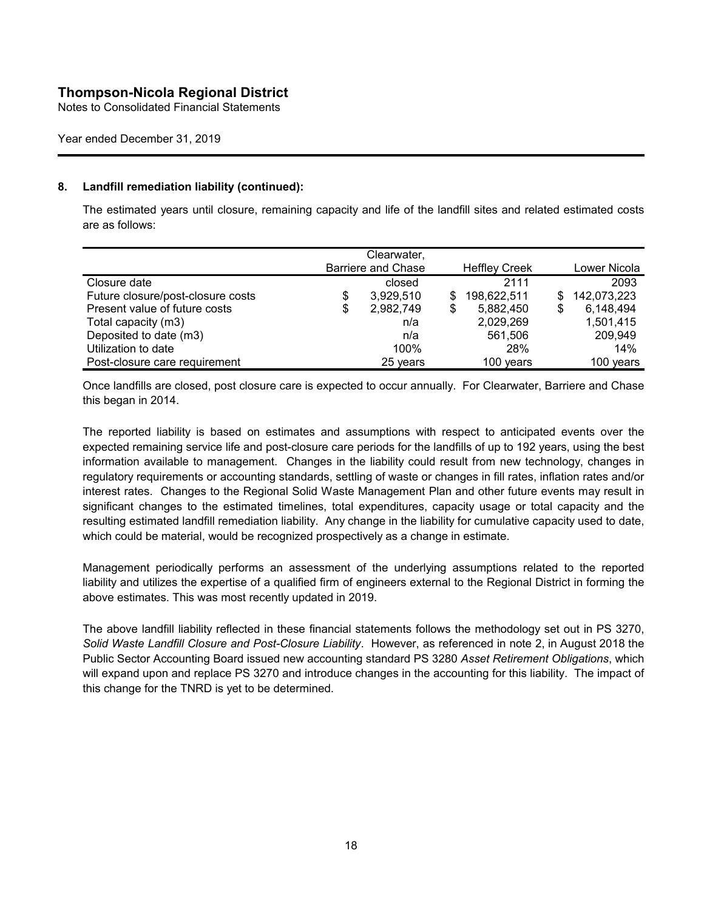### 8. Landfill remediation liability (continued):

The estimated years until closure, remaining capacity and life of the landfill sites and related estimated costs are as follows:

| | Clearwater, Barriere and Chase | Heffley Creek | Lower Nicola |
|---|---|---|---|
| Closure date | closed | 2111 | 2093 |
| Future closure/post-closure costs | $ 3,929,510 | $ 198,622,511 | $ 142,073,223 |
| Present value of future costs | $ 2,982,749 | $ 5,882,450 | $ 6,148,494 |
| Total capacity (m3) | n/a | 2,029,269 | 1,501,415 |
| Deposited to date (m3) | n/a | 561,506 | 209,949 |
| Utilization to date | 100% | 28% | 14% |
| Post-closure care requirement | 25 years | 100 years | 100 years |

Once landfills are closed, post closure care is expected to occur annually. For Clearwater, Barriere and Chase this began in 2014.

The reported liability is based on estimates and assumptions with respect to anticipated events over the expected remaining service life and post-closure care periods for the landfills of up to 192 years, using the best information available to management. Changes in the liability could result from new technology, changes in regulatory requirements or accounting standards, settling of waste or changes in fill rates, inflation rates and/or interest rates. Changes to the Regional Solid Waste Management Plan and other future events may result in significant changes to the estimated timelines, total expenditures, capacity usage or total capacity and the resulting estimated landfill remediation liability. Any change in the liability for cumulative capacity used to date, which could be material, would be recognized prospectively as a change in estimate.

Management periodically performs an assessment of the underlying assumptions related to the reported liability and utilizes the expertise of a qualified firm of engineers external to the Regional District in forming the above estimates. This was most recently updated in 2019.

The above landfill liability reflected in these financial statements follows the methodology set out in PS 3270, *Solid Waste Landfill Closure and Post-Closure Liability*. However, as referenced in note 2, in August 2018 the Public Sector Accounting Board issued new accounting standard PS 3280 *Asset Retirement Obligations*, which will expand upon and replace PS 3270 and introduce changes in the accounting for this liability. The impact of this change for the TNRD is yet to be determined.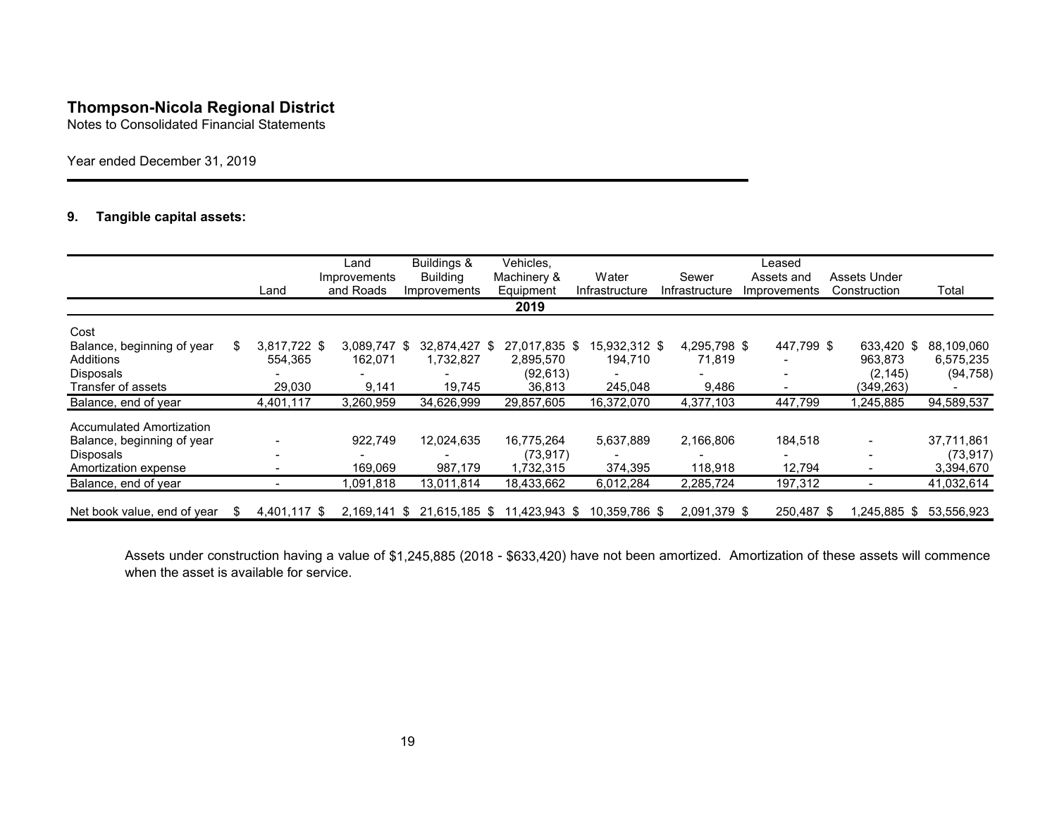# Thompson-Nicola Regional District

Notes to Consolidated Financial Statements

Year ended December 31, 2019

## 9. Tangible capital assets:

| | Land | Land Improvements and Roads | Buildings & Building Improvements | Vehicles, Machinery & Equipment | Water Infrastructure | Sewer Infrastructure | Leased Assets and Improvements | Assets Under Construction | Total |
|---|---|---|---|---|---|---|---|---|---|
| | | | | **2019** | | | | | |
| Cost | | | | | | | | | |
| Balance, beginning of year | $ 3,817,722 | $ 3,089,747 | $ 32,874,427 | $ 27,017,835 | $ 15,932,312 | $ 4,295,798 | $ 447,799 | $ 633,420 | $ 88,109,060 |
| Additions | 554,365 | 162,071 | 1,732,827 | 2,895,570 | 194,710 | 71,819 | - | 963,873 | 6,575,235 |
| Disposals | - | - | - | (92,613) | - | - | - | (2,145) | (94,758) |
| Transfer of assets | 29,030 | 9,141 | 19,745 | 36,813 | 245,048 | 9,486 | - | (349,263) | - |
| Balance, end of year | 4,401,117 | 3,260,959 | 34,626,999 | 29,857,605 | 16,372,070 | 4,377,103 | 447,799 | 1,245,885 | 94,589,537 |
| Accumulated Amortization | | | | | | | | | |
| Balance, beginning of year | - | 922,749 | 12,024,635 | 16,775,264 | 5,637,889 | 2,166,806 | 184,518 | - | 37,711,861 |
| Disposals | - | - | - | (73,917) | - | - | - | - | (73,917) |
| Amortization expense | - | 169,069 | 987,179 | 1,732,315 | 374,395 | 118,918 | 12,794 | - | 3,394,670 |
| Balance, end of year | - | 1,091,818 | 13,011,814 | 18,433,662 | 6,012,284 | 2,285,724 | 197,312 | - | 41,032,614 |
| Net book value, end of year | $ 4,401,117 | $ 2,169,141 | $ 21,615,185 | $ 11,423,943 | $ 10,359,786 | $ 2,091,379 | $ 250,487 | $ 1,245,885 | $ 53,556,923 |

Assets under construction having a value of $1,245,885 (2018 - $633,420) have not been amortized. Amortization of these assets will commence when the asset is available for service.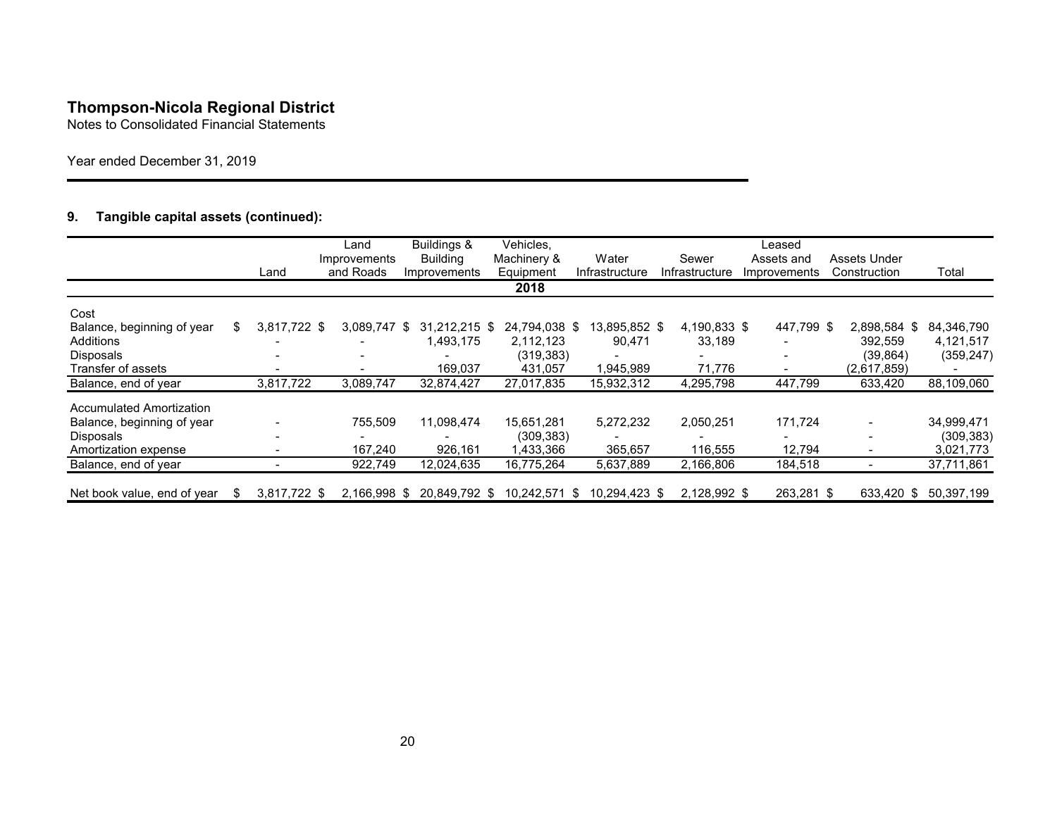# Thompson-Nicola Regional District

Notes to Consolidated Financial Statements

Year ended December 31, 2019

## 9. Tangible capital assets (continued):

| | Land | Land Improvements and Roads | Buildings & Building Improvements | Vehicles, Machinery & Equipment | Water Infrastructure | Sewer Infrastructure | Leased Assets and Improvements | Assets Under Construction | Total |
|---|---|---|---|---|---|---|---|---|---|
| | | | | 2018 | | | | | |
| Cost | | | | | | | | | |
| Balance, beginning of year | $ 3,817,722 | $ 3,089,747 | $ 31,212,215 | $ 24,794,038 | $ 13,895,852 | $ 4,190,833 | $ 447,799 | $ 2,898,584 | $ 84,346,790 |
| Additions | - | - | 1,493,175 | 2,112,123 | 90,471 | 33,189 | - | 392,559 | 4,121,517 |
| Disposals | - | - | - | (319,383) | - | - | - | (39,864) | (359,247) |
| Transfer of assets | - | - | 169,037 | 431,057 | 1,945,989 | 71,776 | - | (2,617,859) | - |
| Balance, end of year | 3,817,722 | 3,089,747 | 32,874,427 | 27,017,835 | 15,932,312 | 4,295,798 | 447,799 | 633,420 | 88,109,060 |
| Accumulated Amortization | | | | | | | | | |
| Balance, beginning of year | - | 755,509 | 11,098,474 | 15,651,281 | 5,272,232 | 2,050,251 | 171,724 | - | 34,999,471 |
| Disposals | - | - | - | (309,383) | - | - | - | - | (309,383) |
| Amortization expense | - | 167,240 | 926,161 | 1,433,366 | 365,657 | 116,555 | 12,794 | - | 3,021,773 |
| Balance, end of year | - | 922,749 | 12,024,635 | 16,775,264 | 5,637,889 | 2,166,806 | 184,518 | - | 37,711,861 |
| Net book value, end of year | $ 3,817,722 | $ 2,166,998 | $ 20,849,792 | $ 10,242,571 | $ 10,294,423 | $ 2,128,992 | $ 263,281 | $ 633,420 | $ 50,397,199 |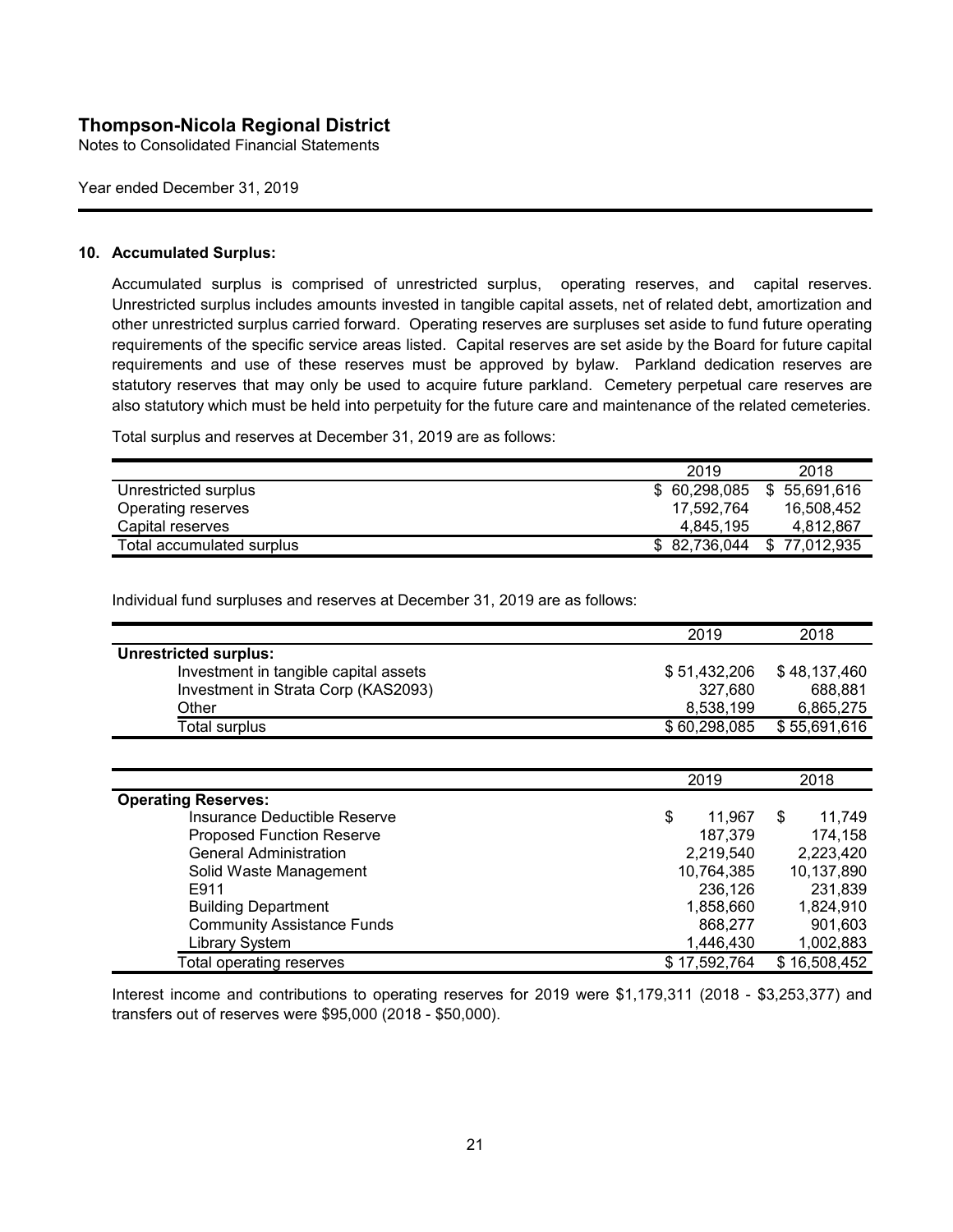# Thompson-Nicola Regional District

Notes to Consolidated Financial Statements

Year ended December 31, 2019

## 10. Accumulated Surplus:

Accumulated surplus is comprised of unrestricted surplus, operating reserves, and capital reserves. Unrestricted surplus includes amounts invested in tangible capital assets, net of related debt, amortization and other unrestricted surplus carried forward. Operating reserves are surpluses set aside to fund future operating requirements of the specific service areas listed. Capital reserves are set aside by the Board for future capital requirements and use of these reserves must be approved by bylaw. Parkland dedication reserves are statutory reserves that may only be used to acquire future parkland. Cemetery perpetual care reserves are also statutory which must be held into perpetuity for the future care and maintenance of the related cemeteries.

Total surplus and reserves at December 31, 2019 are as follows:

| | 2019 | 2018 |
|---|---|---|
| Unrestricted surplus | $ 60,298,085 | $ 55,691,616 |
| Operating reserves | 17,592,764 | 16,508,452 |
| Capital reserves | 4,845,195 | 4,812,867 |
| Total accumulated surplus | $ 82,736,044 | $ 77,012,935 |

Individual fund surpluses and reserves at December 31, 2019 are as follows:

| | 2019 | 2018 |
|---|---|---|
| **Unrestricted surplus:** | | |
| Investment in tangible capital assets | $ 51,432,206 | $ 48,137,460 |
| Investment in Strata Corp (KAS2093) | 327,680 | 688,881 |
| Other | 8,538,199 | 6,865,275 |
| Total surplus | $ 60,298,085 | $ 55,691,616 |

| | 2019 | 2018 |
|---|---|---|
| **Operating Reserves:** | | |
| Insurance Deductible Reserve | $ 11,967 | $ 11,749 |
| Proposed Function Reserve | 187,379 | 174,158 |
| General Administration | 2,219,540 | 2,223,420 |
| Solid Waste Management | 10,764,385 | 10,137,890 |
| E911 | 236,126 | 231,839 |
| Building Department | 1,858,660 | 1,824,910 |
| Community Assistance Funds | 868,277 | 901,603 |
| Library System | 1,446,430 | 1,002,883 |
| Total operating reserves | $ 17,592,764 | $ 16,508,452 |

Interest income and contributions to operating reserves for 2019 were $1,179,311 (2018 - $3,253,377) and transfers out of reserves were $95,000 (2018 - $50,000).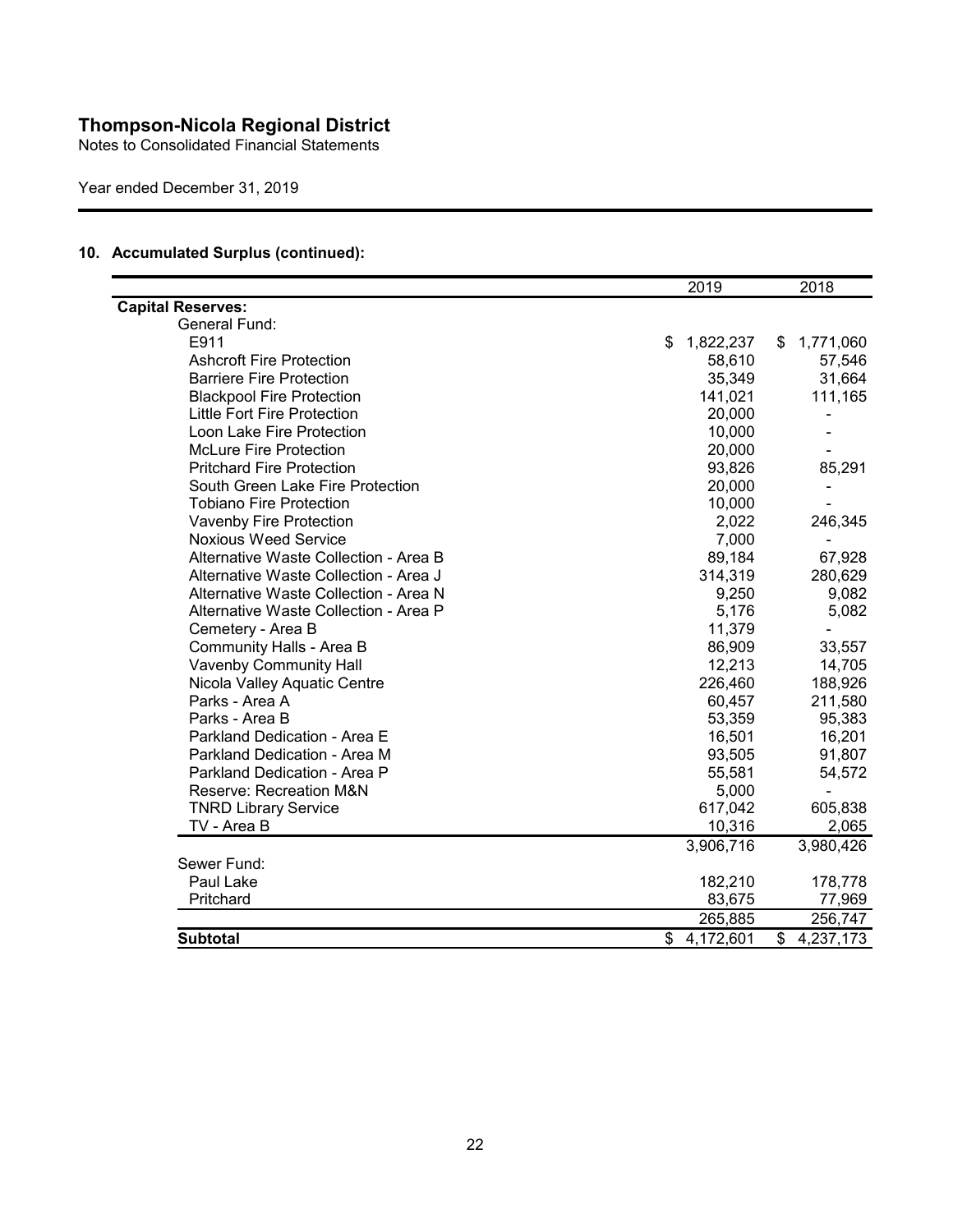# Thompson-Nicola Regional District

Notes to Consolidated Financial Statements

Year ended December 31, 2019

## 10. Accumulated Surplus (continued):

| | 2019 | 2018 |
|---|---|---|
| **Capital Reserves:** | | |
| General Fund: | | |
| E911 | $ 1,822,237 | $ 1,771,060 |
| Ashcroft Fire Protection | 58,610 | 57,546 |
| Barriere Fire Protection | 35,349 | 31,664 |
| Blackpool Fire Protection | 141,021 | 111,165 |
| Little Fort Fire Protection | 20,000 | - |
| Loon Lake Fire Protection | 10,000 | - |
| McLure Fire Protection | 20,000 | - |
| Pritchard Fire Protection | 93,826 | 85,291 |
| South Green Lake Fire Protection | 20,000 | - |
| Tobiano Fire Protection | 10,000 | - |
| Vavenby Fire Protection | 2,022 | 246,345 |
| Noxious Weed Service | 7,000 | - |
| Alternative Waste Collection - Area B | 89,184 | 67,928 |
| Alternative Waste Collection - Area J | 314,319 | 280,629 |
| Alternative Waste Collection - Area N | 9,250 | 9,082 |
| Alternative Waste Collection - Area P | 5,176 | 5,082 |
| Cemetery - Area B | 11,379 | - |
| Community Halls - Area B | 86,909 | 33,557 |
| Vavenby Community Hall | 12,213 | 14,705 |
| Nicola Valley Aquatic Centre | 226,460 | 188,926 |
| Parks - Area A | 60,457 | 211,580 |
| Parks - Area B | 53,359 | 95,383 |
| Parkland Dedication - Area E | 16,501 | 16,201 |
| Parkland Dedication - Area M | 93,505 | 91,807 |
| Parkland Dedication - Area P | 55,581 | 54,572 |
| Reserve: Recreation M&N | 5,000 | - |
| TNRD Library Service | 617,042 | 605,838 |
| TV - Area B | 10,316 | 2,065 |
| | 3,906,716 | 3,980,426 |
| Sewer Fund: | | |
| Paul Lake | 182,210 | 178,778 |
| Pritchard | 83,675 | 77,969 |
| | 265,885 | 256,747 |
| **Subtotal** | $ 4,172,601 | $ 4,237,173 |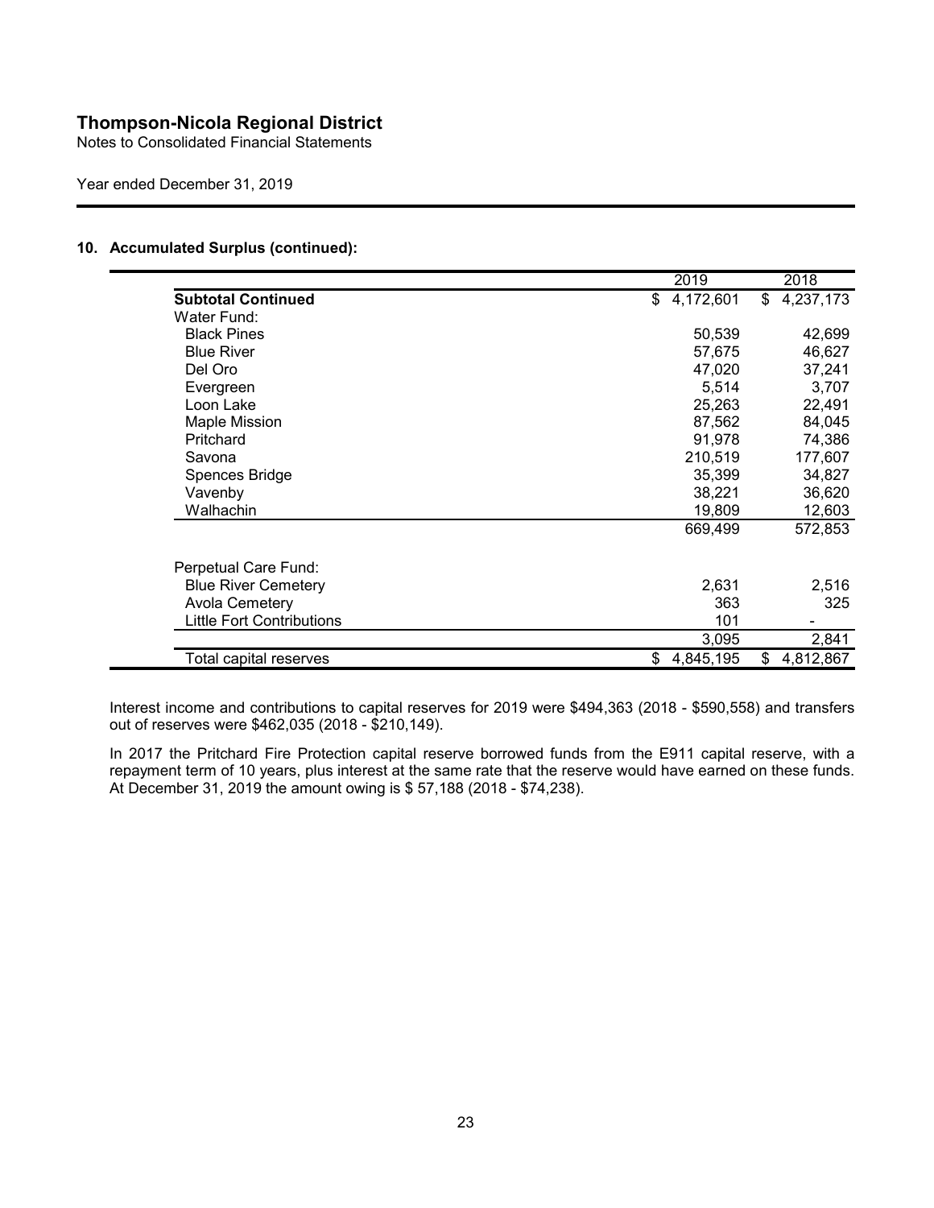# Thompson-Nicola Regional District

Notes to Consolidated Financial Statements

Year ended December 31, 2019

## 10. Accumulated Surplus (continued):

| | 2019 | 2018 |
|---|---|---|
| **Subtotal Continued** | $ 4,172,601 | $ 4,237,173 |
| Water Fund: | | |
| Black Pines | 50,539 | 42,699 |
| Blue River | 57,675 | 46,627 |
| Del Oro | 47,020 | 37,241 |
| Evergreen | 5,514 | 3,707 |
| Loon Lake | 25,263 | 22,491 |
| Maple Mission | 87,562 | 84,045 |
| Pritchard | 91,978 | 74,386 |
| Savona | 210,519 | 177,607 |
| Spences Bridge | 35,399 | 34,827 |
| Vavenby | 38,221 | 36,620 |
| Walhachin | 19,809 | 12,603 |
| | 669,499 | 572,853 |
| Perpetual Care Fund: | | |
| Blue River Cemetery | 2,631 | 2,516 |
| Avola Cemetery | 363 | 325 |
| Little Fort Contributions | 101 | - |
| | 3,095 | 2,841 |
| Total capital reserves | $ 4,845,195 | $ 4,812,867 |

Interest income and contributions to capital reserves for 2019 were $494,363 (2018 - $590,558) and transfers out of reserves were $462,035 (2018 - $210,149).

In 2017 the Pritchard Fire Protection capital reserve borrowed funds from the E911 capital reserve, with a repayment term of 10 years, plus interest at the same rate that the reserve would have earned on these funds. At December 31, 2019 the amount owing is $ 57,188 (2018 - $74,238).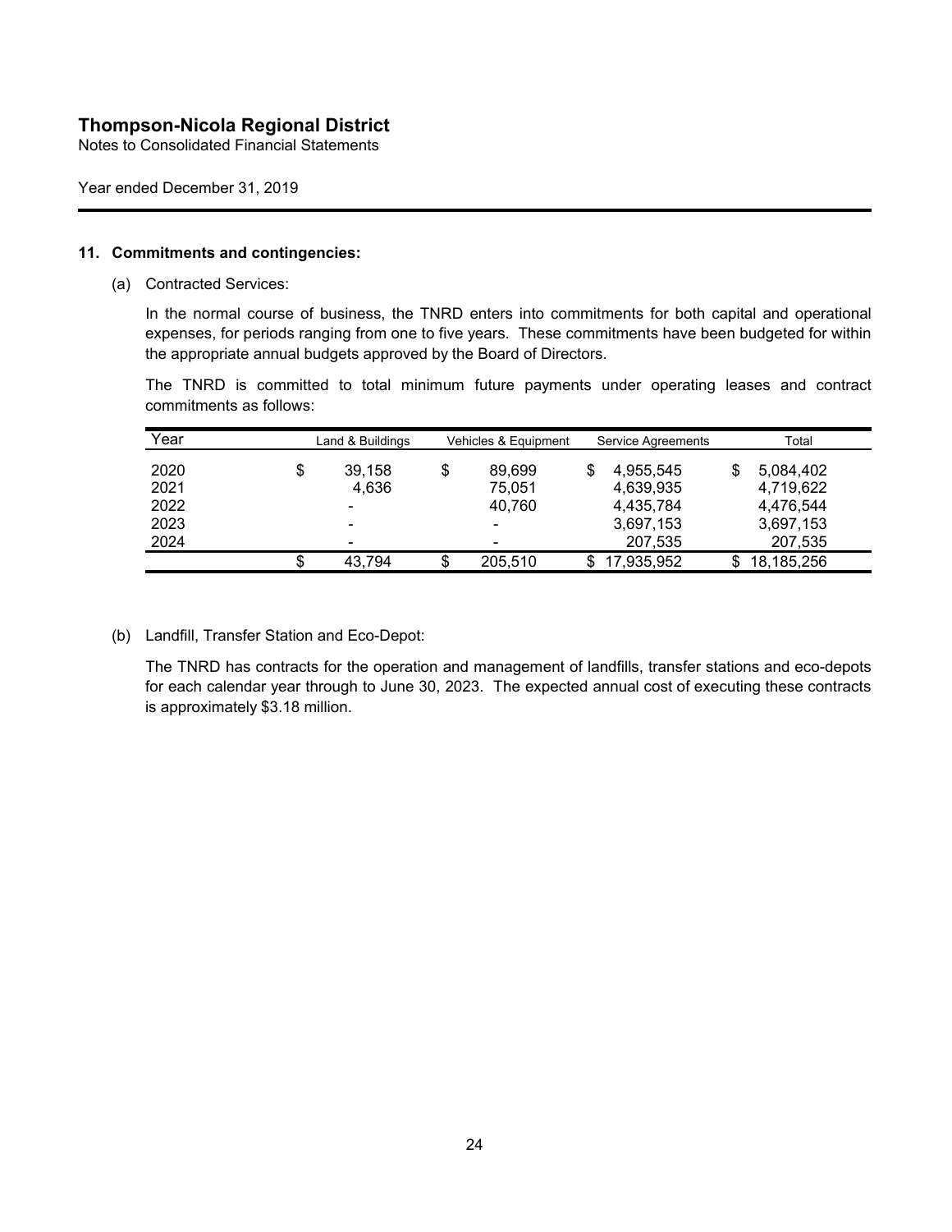# Thompson-Nicola Regional District

Notes to Consolidated Financial Statements

Year ended December 31, 2019

## 11. Commitments and contingencies:

(a) Contracted Services:

In the normal course of business, the TNRD enters into commitments for both capital and operational expenses, for periods ranging from one to five years. These commitments have been budgeted for within the appropriate annual budgets approved by the Board of Directors.

The TNRD is committed to total minimum future payments under operating leases and contract commitments as follows:

| Year | Land & Buildings | Vehicles & Equipment | Service Agreements | Total |
|---|---|---|---|---|
| 2020 | $ 39,158 | $ 89,699 | $ 4,955,545 | $ 5,084,402 |
| 2021 | 4,636 | 75,051 | 4,639,935 | 4,719,622 |
| 2022 | - | 40,760 | 4,435,784 | 4,476,544 |
| 2023 | - | - | 3,697,153 | 3,697,153 |
| 2024 | - | - | 207,535 | 207,535 |
| | $ 43,794 | $ 205,510 | $ 17,935,952 | $ 18,185,256 |

(b) Landfill, Transfer Station and Eco-Depot:

The TNRD has contracts for the operation and management of landfills, transfer stations and eco-depots for each calendar year through to June 30, 2023. The expected annual cost of executing these contracts is approximately $3.18 million.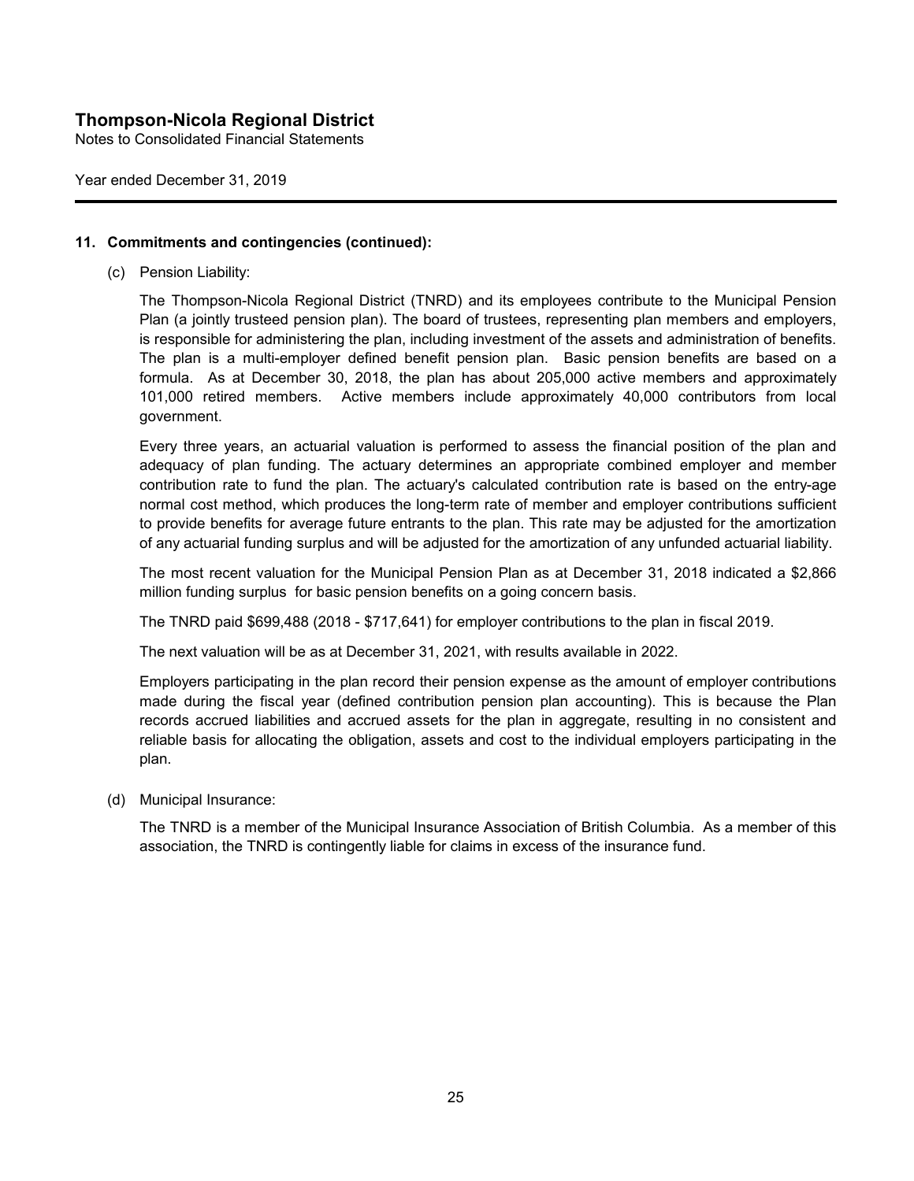## 11. Commitments and contingencies (continued):

(c) Pension Liability:

The Thompson-Nicola Regional District (TNRD) and its employees contribute to the Municipal Pension Plan (a jointly trusteed pension plan). The board of trustees, representing plan members and employers, is responsible for administering the plan, including investment of the assets and administration of benefits. The plan is a multi-employer defined benefit pension plan. Basic pension benefits are based on a formula. As at December 30, 2018, the plan has about 205,000 active members and approximately 101,000 retired members. Active members include approximately 40,000 contributors from local government.

Every three years, an actuarial valuation is performed to assess the financial position of the plan and adequacy of plan funding. The actuary determines an appropriate combined employer and member contribution rate to fund the plan. The actuary's calculated contribution rate is based on the entry-age normal cost method, which produces the long-term rate of member and employer contributions sufficient to provide benefits for average future entrants to the plan. This rate may be adjusted for the amortization of any actuarial funding surplus and will be adjusted for the amortization of any unfunded actuarial liability.

The most recent valuation for the Municipal Pension Plan as at December 31, 2018 indicated a $2,866 million funding surplus for basic pension benefits on a going concern basis.

The TNRD paid $699,488 (2018 - $717,641) for employer contributions to the plan in fiscal 2019.

The next valuation will be as at December 31, 2021, with results available in 2022.

Employers participating in the plan record their pension expense as the amount of employer contributions made during the fiscal year (defined contribution pension plan accounting). This is because the Plan records accrued liabilities and accrued assets for the plan in aggregate, resulting in no consistent and reliable basis for allocating the obligation, assets and cost to the individual employers participating in the plan.

(d) Municipal Insurance:

The TNRD is a member of the Municipal Insurance Association of British Columbia. As a member of this association, the TNRD is contingently liable for claims in excess of the insurance fund.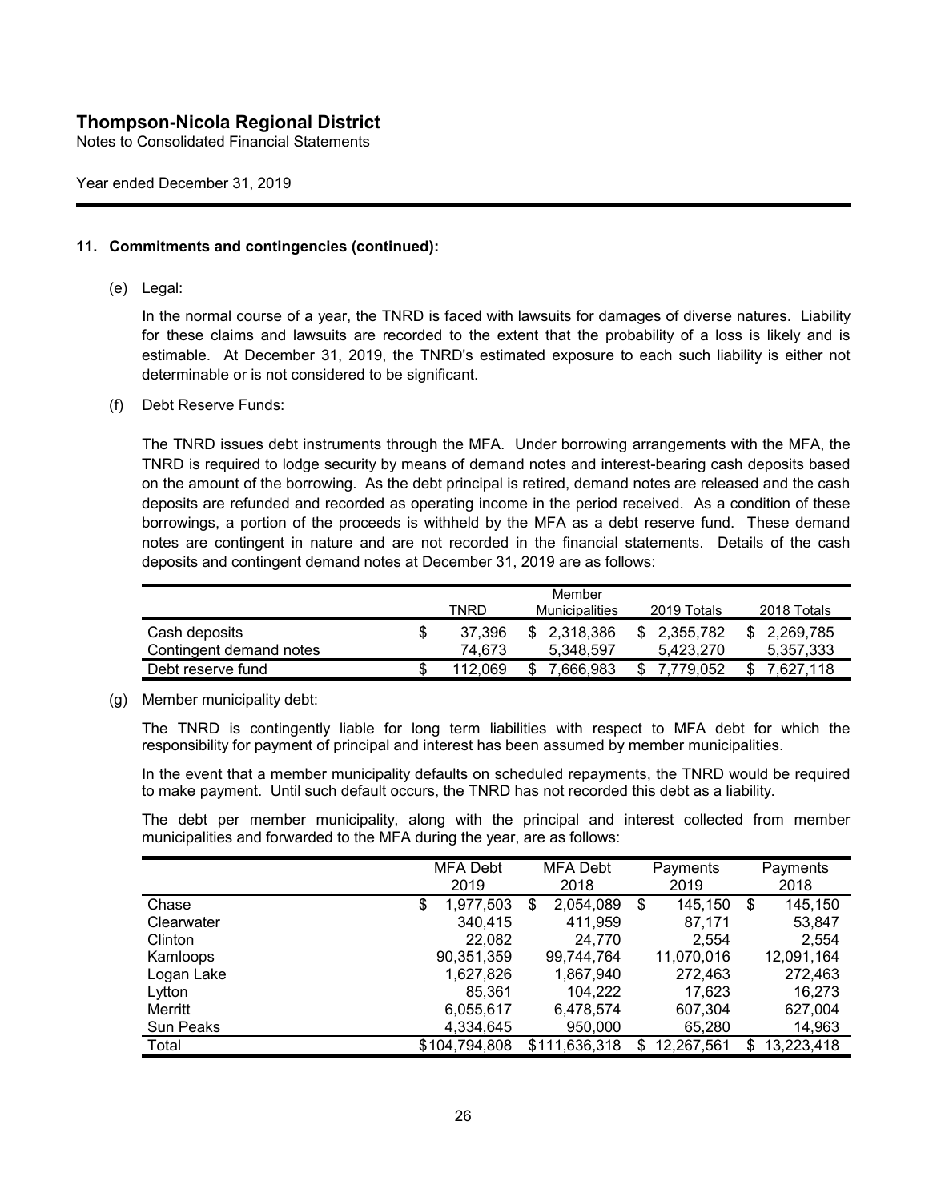## 11. Commitments and contingencies (continued):

(e) Legal:

In the normal course of a year, the TNRD is faced with lawsuits for damages of diverse natures. Liability for these claims and lawsuits are recorded to the extent that the probability of a loss is likely and is estimable. At December 31, 2019, the TNRD's estimated exposure to each such liability is either not determinable or is not considered to be significant.

(f) Debt Reserve Funds:

The TNRD issues debt instruments through the MFA. Under borrowing arrangements with the MFA, the TNRD is required to lodge security by means of demand notes and interest-bearing cash deposits based on the amount of the borrowing. As the debt principal is retired, demand notes are released and the cash deposits are refunded and recorded as operating income in the period received. As a condition of these borrowings, a portion of the proceeds is withheld by the MFA as a debt reserve fund. These demand notes are contingent in nature and are not recorded in the financial statements. Details of the cash deposits and contingent demand notes at December 31, 2019 are as follows:

| | TNRD | Member Municipalities | 2019 Totals | 2018 Totals |
|---|---|---|---|---|
| Cash deposits | $ 37,396 | $ 2,318,386 | $ 2,355,782 | $ 2,269,785 |
| Contingent demand notes | 74,673 | 5,348,597 | 5,423,270 | 5,357,333 |
| Debt reserve fund | $ 112,069 | $ 7,666,983 | $ 7,779,052 | $ 7,627,118 |

(g) Member municipality debt:

The TNRD is contingently liable for long term liabilities with respect to MFA debt for which the responsibility for payment of principal and interest has been assumed by member municipalities.

In the event that a member municipality defaults on scheduled repayments, the TNRD would be required to make payment. Until such default occurs, the TNRD has not recorded this debt as a liability.

The debt per member municipality, along with the principal and interest collected from member municipalities and forwarded to the MFA during the year, are as follows:

| | MFA Debt 2019 | MFA Debt 2018 | Payments 2019 | Payments 2018 |
|---|---|---|---|---|
| Chase | $ 1,977,503 | $ 2,054,089 | $ 145,150 | $ 145,150 |
| Clearwater | 340,415 | 411,959 | 87,171 | 53,847 |
| Clinton | 22,082 | 24,770 | 2,554 | 2,554 |
| Kamloops | 90,351,359 | 99,744,764 | 11,070,016 | 12,091,164 |
| Logan Lake | 1,627,826 | 1,867,940 | 272,463 | 272,463 |
| Lytton | 85,361 | 104,222 | 17,623 | 16,273 |
| Merritt | 6,055,617 | 6,478,574 | 607,304 | 627,004 |
| Sun Peaks | 4,334,645 | 950,000 | 65,280 | 14,963 |
| Total | $104,794,808 | $111,636,318 | $ 12,267,561 | $ 13,223,418 |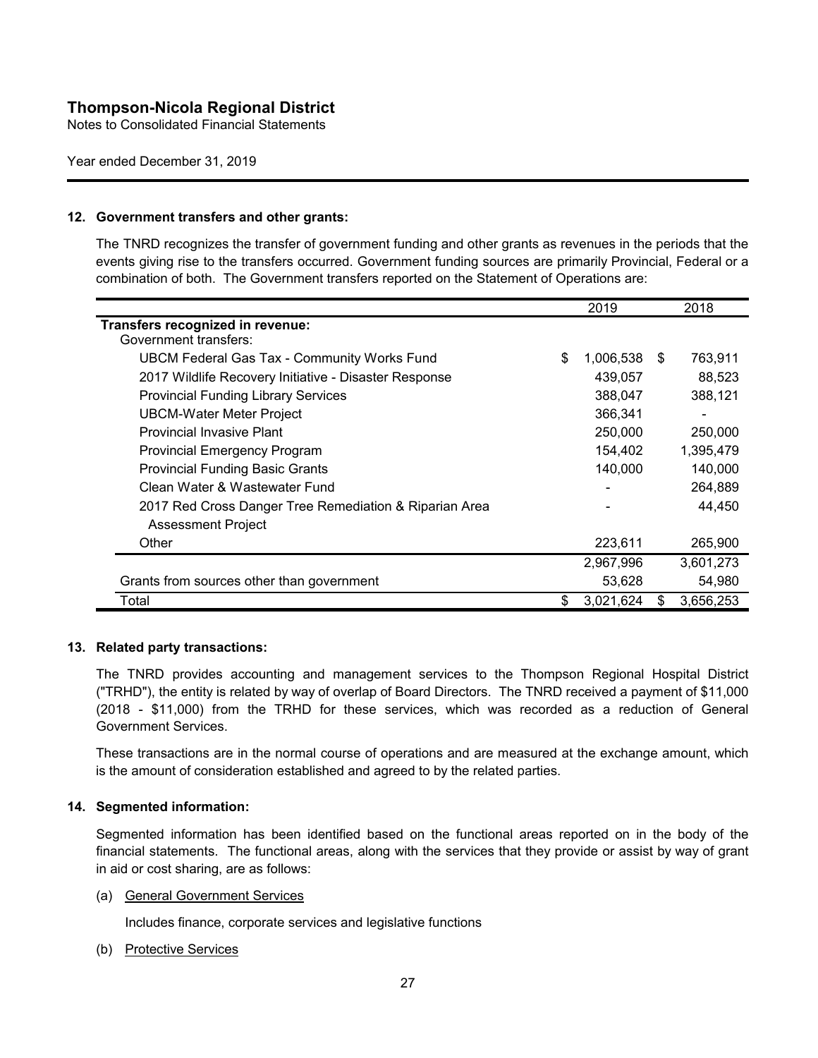# Thompson-Nicola Regional District

Notes to Consolidated Financial Statements

Year ended December 31, 2019

### 12. Government transfers and other grants:

The TNRD recognizes the transfer of government funding and other grants as revenues in the periods that the events giving rise to the transfers occurred. Government funding sources are primarily Provincial, Federal or a combination of both. The Government transfers reported on the Statement of Operations are:

| | 2019 | 2018 |
|---|---|---|
| **Transfers recognized in revenue:** | | |
| Government transfers: | | |
| UBCM Federal Gas Tax - Community Works Fund | $ 1,006,538 | $ 763,911 |
| 2017 Wildlife Recovery Initiative - Disaster Response | 439,057 | 88,523 |
| Provincial Funding Library Services | 388,047 | 388,121 |
| UBCM-Water Meter Project | 366,341 | - |
| Provincial Invasive Plant | 250,000 | 250,000 |
| Provincial Emergency Program | 154,402 | 1,395,479 |
| Provincial Funding Basic Grants | 140,000 | 140,000 |
| Clean Water & Wastewater Fund | - | 264,889 |
| 2017 Red Cross Danger Tree Remediation & Riparian Area Assessment Project | - | 44,450 |
| Other | 223,611 | 265,900 |
| | 2,967,996 | 3,601,273 |
| Grants from sources other than government | 53,628 | 54,980 |
| Total | $ 3,021,624 | $ 3,656,253 |

### 13. Related party transactions:

The TNRD provides accounting and management services to the Thompson Regional Hospital District ("TRHD"), the entity is related by way of overlap of Board Directors. The TNRD received a payment of $11,000 (2018 - $11,000) from the TRHD for these services, which was recorded as a reduction of General Government Services.

These transactions are in the normal course of operations and are measured at the exchange amount, which is the amount of consideration established and agreed to by the related parties.

### 14. Segmented information:

Segmented information has been identified based on the functional areas reported on in the body of the financial statements. The functional areas, along with the services that they provide or assist by way of grant in aid or cost sharing, are as follows:

(a) General Government Services

Includes finance, corporate services and legislative functions

(b) Protective Services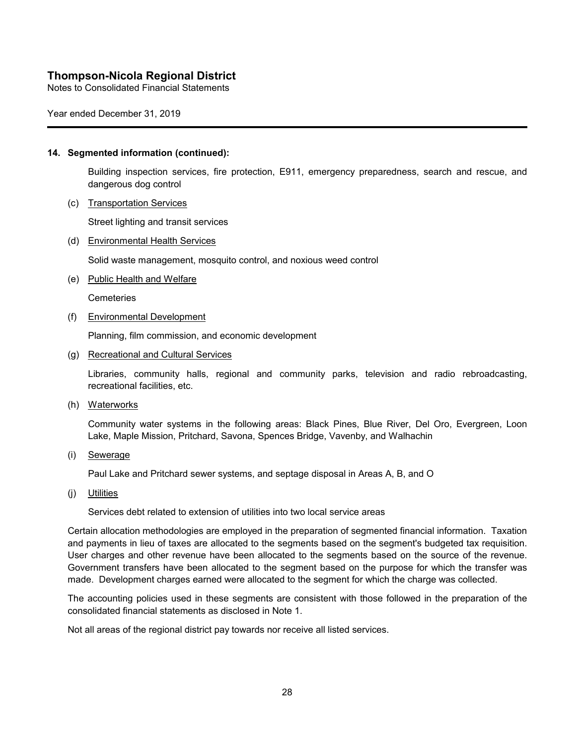## 14. Segmented information (continued):

Building inspection services, fire protection, E911, emergency preparedness, search and rescue, and dangerous dog control

(c) Transportation Services

Street lighting and transit services

(d) Environmental Health Services

Solid waste management, mosquito control, and noxious weed control

(e) Public Health and Welfare

Cemeteries

(f) Environmental Development

Planning, film commission, and economic development

(g) Recreational and Cultural Services

Libraries, community halls, regional and community parks, television and radio rebroadcasting, recreational facilities, etc.

(h) Waterworks

Community water systems in the following areas: Black Pines, Blue River, Del Oro, Evergreen, Loon Lake, Maple Mission, Pritchard, Savona, Spences Bridge, Vavenby, and Walhachin

(i) Sewerage

Paul Lake and Pritchard sewer systems, and septage disposal in Areas A, B, and O

(j) Utilities

Services debt related to extension of utilities into two local service areas

Certain allocation methodologies are employed in the preparation of segmented financial information. Taxation and payments in lieu of taxes are allocated to the segments based on the segment's budgeted tax requisition. User charges and other revenue have been allocated to the segments based on the source of the revenue. Government transfers have been allocated to the segment based on the purpose for which the transfer was made. Development charges earned were allocated to the segment for which the charge was collected.

The accounting policies used in these segments are consistent with those followed in the preparation of the consolidated financial statements as disclosed in Note 1.

Not all areas of the regional district pay towards nor receive all listed services.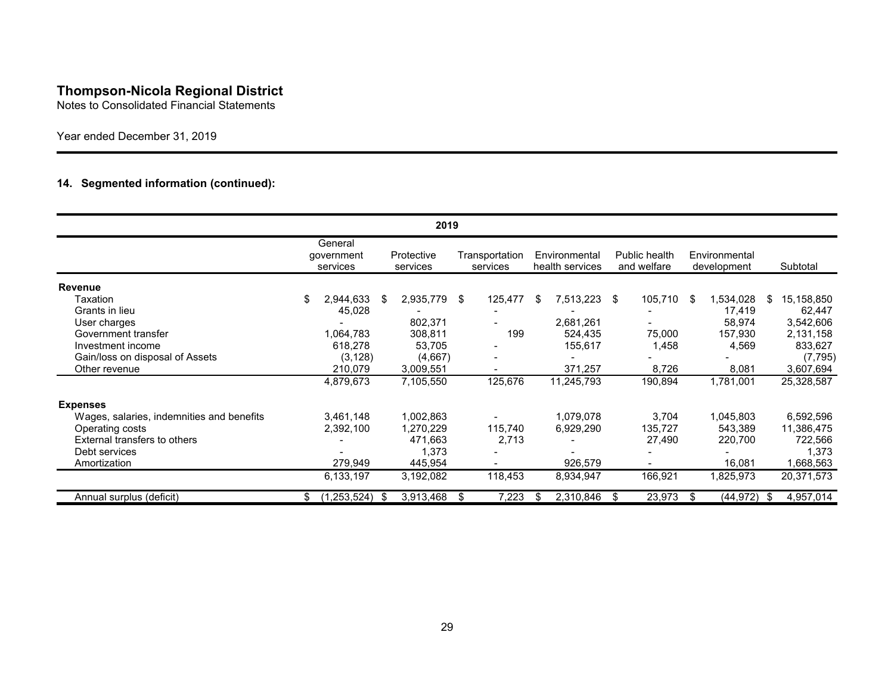# Thompson-Nicola Regional District

Notes to Consolidated Financial Statements

Year ended December 31, 2019

### 14. Segmented information (continued):

| 2019 | | | | | | | |
|---|---|---|---|---|---|---|---|
| | General government services | Protective services | Transportation services | Environmental health services | Public health and welfare | Environmental development | Subtotal |
| **Revenue** | | | | | | | |
| Taxation | $ 2,944,633 | $ 2,935,779 | $ 125,477 | $ 7,513,223 | $ 105,710 | $ 1,534,028 | $ 15,158,850 |
| Grants in lieu | 45,028 | - | - | - | - | 17,419 | 62,447 |
| User charges | - | 802,371 | - | 2,681,261 | - | 58,974 | 3,542,606 |
| Government transfer | 1,064,783 | 308,811 | 199 | 524,435 | 75,000 | 157,930 | 2,131,158 |
| Investment income | 618,278 | 53,705 | - | 155,617 | 1,458 | 4,569 | 833,627 |
| Gain/loss on disposal of Assets | (3,128) | (4,667) | - | - | - | - | (7,795) |
| Other revenue | 210,079 | 3,009,551 | - | 371,257 | 8,726 | 8,081 | 3,607,694 |
| | 4,879,673 | 7,105,550 | 125,676 | 11,245,793 | 190,894 | 1,781,001 | 25,328,587 |
| **Expenses** | | | | | | | |
| Wages, salaries, indemnities and benefits | 3,461,148 | 1,002,863 | - | 1,079,078 | 3,704 | 1,045,803 | 6,592,596 |
| Operating costs | 2,392,100 | 1,270,229 | 115,740 | 6,929,290 | 135,727 | 543,389 | 11,386,475 |
| External transfers to others | - | 471,663 | 2,713 | - | 27,490 | 220,700 | 722,566 |
| Debt services | - | 1,373 | - | - | - | - | 1,373 |
| Amortization | 279,949 | 445,954 | - | 926,579 | - | 16,081 | 1,668,563 |
| | 6,133,197 | 3,192,082 | 118,453 | 8,934,947 | 166,921 | 1,825,973 | 20,371,573 |
| Annual surplus (deficit) | $ (1,253,524) | $ 3,913,468 | $ 7,223 | $ 2,310,846 | $ 23,973 | $ (44,972) | $ 4,957,014 |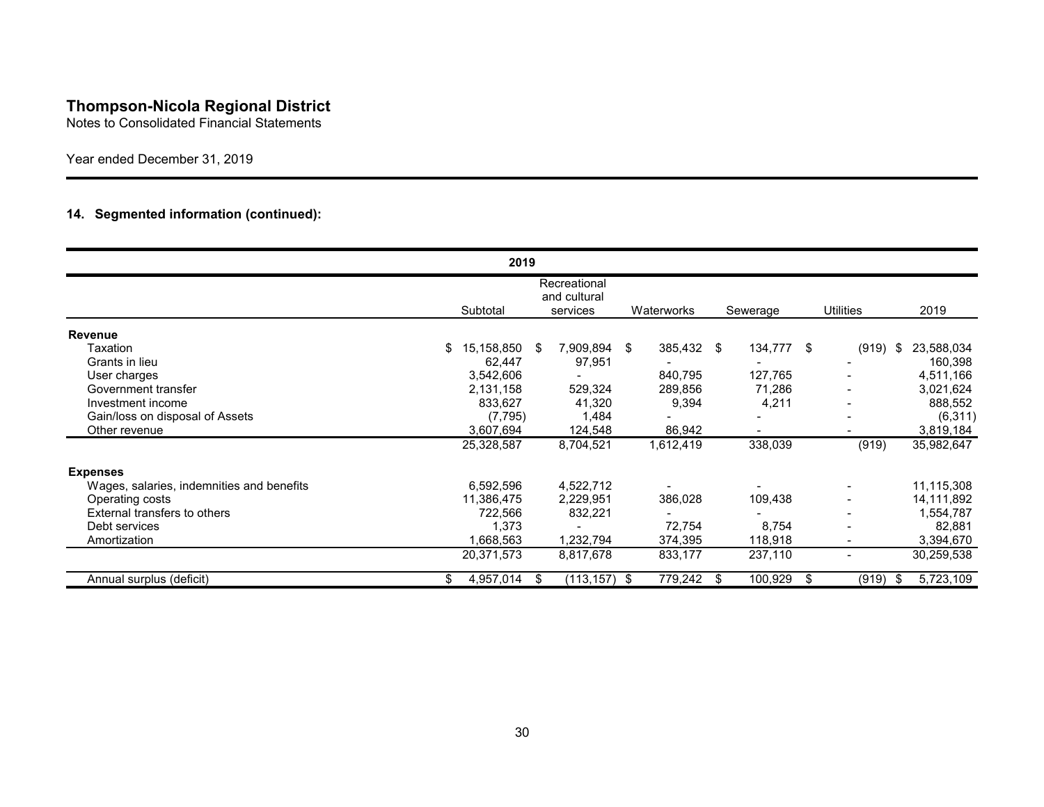# Thompson-Nicola Regional District

Notes to Consolidated Financial Statements

Year ended December 31, 2019

## 14. Segmented information (continued):

| 2019 | Subtotal | Recreational and cultural services | Waterworks | Sewerage | Utilities | 2019 |
|---|---|---|---|---|---|---|
| **Revenue** | | | | | | |
| Taxation | $ 15,158,850 | $ 7,909,894 | $ 385,432 | $ 134,777 | $ (919) | $ 23,588,034 |
| Grants in lieu | 62,447 | 97,951 | - | - | - | 160,398 |
| User charges | 3,542,606 | - | 840,795 | 127,765 | - | 4,511,166 |
| Government transfer | 2,131,158 | 529,324 | 289,856 | 71,286 | - | 3,021,624 |
| Investment income | 833,627 | 41,320 | 9,394 | 4,211 | - | 888,552 |
| Gain/loss on disposal of Assets | (7,795) | 1,484 | - | - | - | (6,311) |
| Other revenue | 3,607,694 | 124,548 | 86,942 | - | - | 3,819,184 |
| | 25,328,587 | 8,704,521 | 1,612,419 | 338,039 | (919) | 35,982,647 |
| **Expenses** | | | | | | |
| Wages, salaries, indemnities and benefits | 6,592,596 | 4,522,712 | - | - | - | 11,115,308 |
| Operating costs | 11,386,475 | 2,229,951 | 386,028 | 109,438 | - | 14,111,892 |
| External transfers to others | 722,566 | 832,221 | - | - | - | 1,554,787 |
| Debt services | 1,373 | - | 72,754 | 8,754 | - | 82,881 |
| Amortization | 1,668,563 | 1,232,794 | 374,395 | 118,918 | - | 3,394,670 |
| | 20,371,573 | 8,817,678 | 833,177 | 237,110 | - | 30,259,538 |
| Annual surplus (deficit) | $ 4,957,014 | $ (113,157) | $ 779,242 | $ 100,929 | $ (919) | $ 5,723,109 |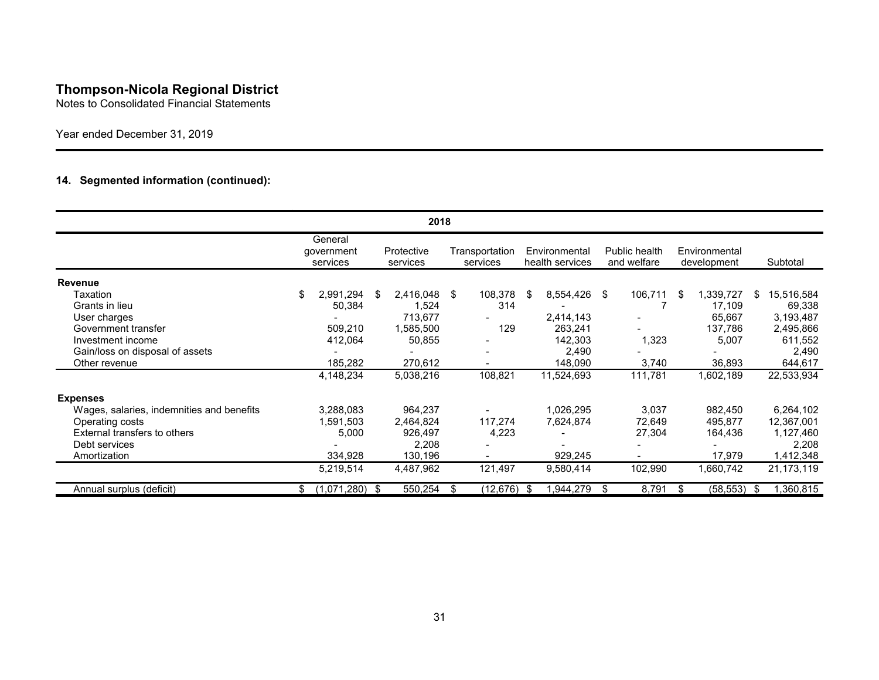# Thompson-Nicola Regional District

Notes to Consolidated Financial Statements

Year ended December 31, 2019

### 14. Segmented information (continued):

| 2018 | | | | | | | |
|---|---|---|---|---|---|---|---|
| | General government services | Protective services | Transportation services | Environmental health services | Public health and welfare | Environmental development | Subtotal |
| **Revenue** | | | | | | | |
| Taxation | $ 2,991,294 | $ 2,416,048 | $ 108,378 | $ 8,554,426 | $ 106,711 | $ 1,339,727 | $ 15,516,584 |
| Grants in lieu | 50,384 | 1,524 | 314 | - | 7 | 17,109 | 69,338 |
| User charges | - | 713,677 | - | 2,414,143 | - | 65,667 | 3,193,487 |
| Government transfer | 509,210 | 1,585,500 | 129 | 263,241 | - | 137,786 | 2,495,866 |
| Investment income | 412,064 | 50,855 | - | 142,303 | 1,323 | 5,007 | 611,552 |
| Gain/loss on disposal of assets | - | - | - | 2,490 | - | - | 2,490 |
| Other revenue | 185,282 | 270,612 | - | 148,090 | 3,740 | 36,893 | 644,617 |
| | 4,148,234 | 5,038,216 | 108,821 | 11,524,693 | 111,781 | 1,602,189 | 22,533,934 |
| **Expenses** | | | | | | | |
| Wages, salaries, indemnities and benefits | 3,288,083 | 964,237 | - | 1,026,295 | 3,037 | 982,450 | 6,264,102 |
| Operating costs | 1,591,503 | 2,464,824 | 117,274 | 7,624,874 | 72,649 | 495,877 | 12,367,001 |
| External transfers to others | 5,000 | 926,497 | 4,223 | - | 27,304 | 164,436 | 1,127,460 |
| Debt services | - | 2,208 | - | - | - | - | 2,208 |
| Amortization | 334,928 | 130,196 | - | 929,245 | - | 17,979 | 1,412,348 |
| | 5,219,514 | 4,487,962 | 121,497 | 9,580,414 | 102,990 | 1,660,742 | 21,173,119 |
| Annual surplus (deficit) | $ (1,071,280) | $ 550,254 | $ (12,676) | $ 1,944,279 | $ 8,791 | $ (58,553) | $ 1,360,815 |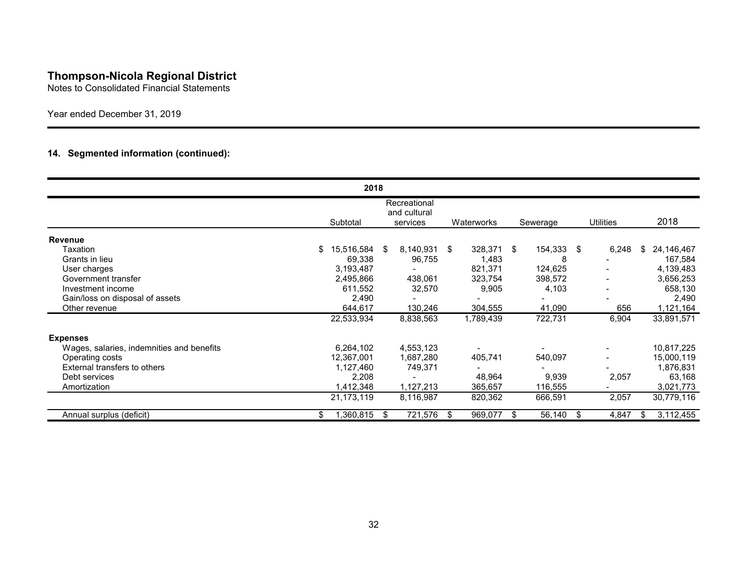## Thompson-Nicola Regional District

Notes to Consolidated Financial Statements

Year ended December 31, 2019

### 14. Segmented information (continued):

| 2018 | | | | | | |
|---|---|---|---|---|---|---|
| | Subtotal | Recreational and cultural services | Waterworks | Sewerage | Utilities | 2018 |
| **Revenue** | | | | | | |
| Taxation | $ 15,516,584 | $ 8,140,931 | $ 328,371 | $ 154,333 | $ 6,248 | $ 24,146,467 |
| Grants in lieu | 69,338 | 96,755 | 1,483 | 8 | - | 167,584 |
| User charges | 3,193,487 | - | 821,371 | 124,625 | - | 4,139,483 |
| Government transfer | 2,495,866 | 438,061 | 323,754 | 398,572 | - | 3,656,253 |
| Investment income | 611,552 | 32,570 | 9,905 | 4,103 | - | 658,130 |
| Gain/loss on disposal of assets | 2,490 | - | - | - | - | 2,490 |
| Other revenue | 644,617 | 130,246 | 304,555 | 41,090 | 656 | 1,121,164 |
| | 22,533,934 | 8,838,563 | 1,789,439 | 722,731 | 6,904 | 33,891,571 |
| **Expenses** | | | | | | |
| Wages, salaries, indemnities and benefits | 6,264,102 | 4,553,123 | - | - | - | 10,817,225 |
| Operating costs | 12,367,001 | 1,687,280 | 405,741 | 540,097 | - | 15,000,119 |
| External transfers to others | 1,127,460 | 749,371 | - | - | - | 1,876,831 |
| Debt services | 2,208 | - | 48,964 | 9,939 | 2,057 | 63,168 |
| Amortization | 1,412,348 | 1,127,213 | 365,657 | 116,555 | - | 3,021,773 |
| | 21,173,119 | 8,116,987 | 820,362 | 666,591 | 2,057 | 30,779,116 |
| Annual surplus (deficit) | $ 1,360,815 | $ 721,576 | $ 969,077 | $ 56,140 | $ 4,847 | $ 3,112,455 |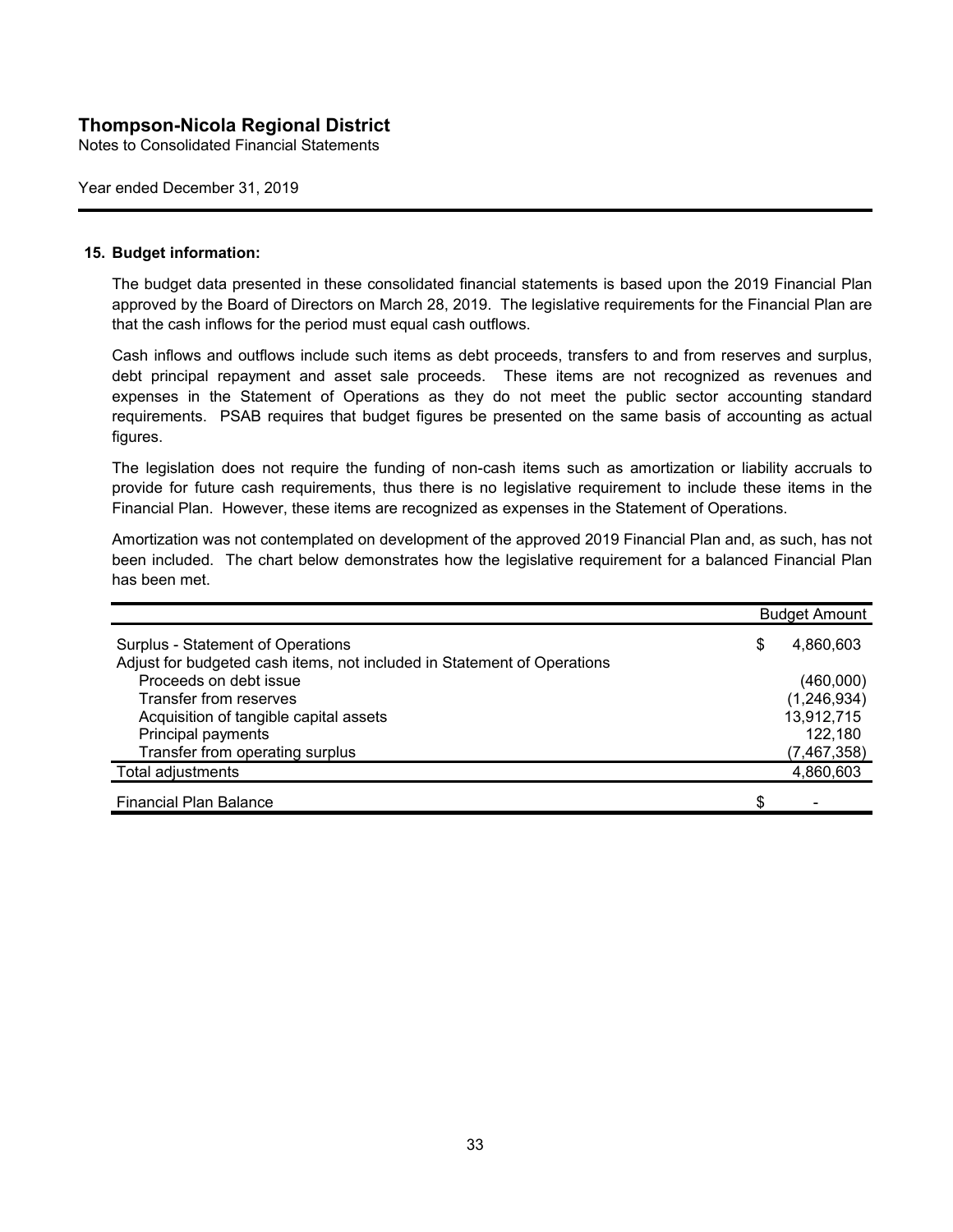# Thompson-Nicola Regional District

Notes to Consolidated Financial Statements

Year ended December 31, 2019

## 15. Budget information:

The budget data presented in these consolidated financial statements is based upon the 2019 Financial Plan approved by the Board of Directors on March 28, 2019. The legislative requirements for the Financial Plan are that the cash inflows for the period must equal cash outflows.

Cash inflows and outflows include such items as debt proceeds, transfers to and from reserves and surplus, debt principal repayment and asset sale proceeds. These items are not recognized as revenues and expenses in the Statement of Operations as they do not meet the public sector accounting standard requirements. PSAB requires that budget figures be presented on the same basis of accounting as actual figures.

The legislation does not require the funding of non-cash items such as amortization or liability accruals to provide for future cash requirements, thus there is no legislative requirement to include these items in the Financial Plan. However, these items are recognized as expenses in the Statement of Operations.

Amortization was not contemplated on development of the approved 2019 Financial Plan and, as such, has not been included. The chart below demonstrates how the legislative requirement for a balanced Financial Plan has been met.

| | Budget Amount |
|---|---|
| Surplus - Statement of Operations | $ 4,860,603 |
| Adjust for budgeted cash items, not included in Statement of Operations | |
| Proceeds on debt issue | (460,000) |
| Transfer from reserves | (1,246,934) |
| Acquisition of tangible capital assets | 13,912,715 |
| Principal payments | 122,180 |
| Transfer from operating surplus | (7,467,358) |
| Total adjustments | 4,860,603 |
| Financial Plan Balance | $ - |